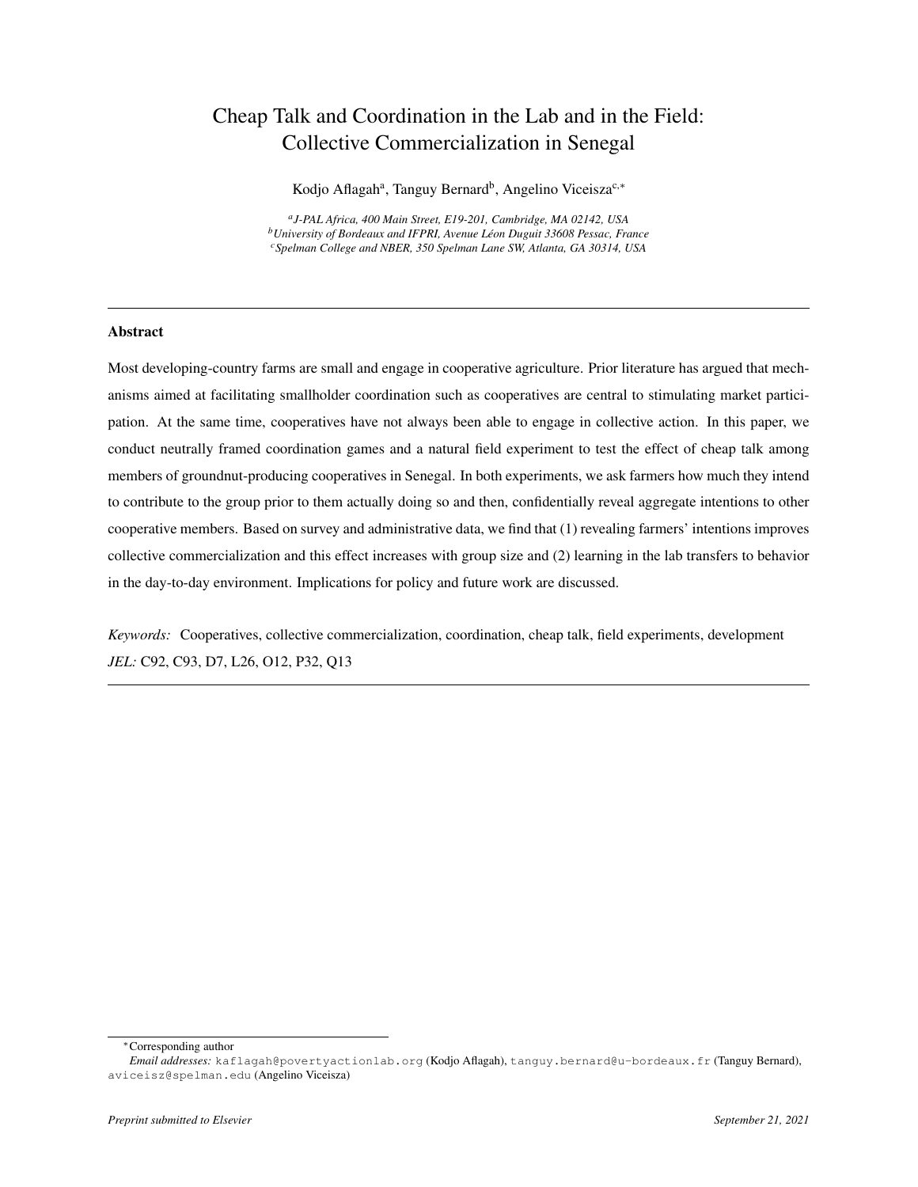# Cheap Talk and Coordination in the Lab and in the Field: Collective Commercialization in Senegal

Kodjo Aflagah[a], Tanguy Bernard[b], Angelino Viceisza[c,*]

[a] *J-PAL Africa, 400 Main Street, E19-201, Cambridge, MA 02142, USA*
[b] *University of Bordeaux and IFPRI, Avenue Léon Duguit 33608 Pessac, France*
[c] *Spelman College and NBER, 350 Spelman Lane SW, Atlanta, GA 30314, USA*

---

**Abstract**

Most developing-country farms are small and engage in cooperative agriculture. Prior literature has argued that mechanisms aimed at facilitating smallholder coordination such as cooperatives are central to stimulating market participation. At the same time, cooperatives have not always been able to engage in collective action. In this paper, we conduct neutrally framed coordination games and a natural field experiment to test the effect of cheap talk among members of groundnut-producing cooperatives in Senegal. In both experiments, we ask farmers how much they intend to contribute to the group prior to them actually doing so and then, confidentially reveal aggregate intentions to other cooperative members. Based on survey and administrative data, we find that (1) revealing farmers' intentions improves collective commercialization and this effect increases with group size and (2) learning in the lab transfers to behavior in the day-to-day environment. Implications for policy and future work are discussed.

*Keywords:* Cooperatives, collective commercialization, coordination, cheap talk, field experiments, development
*JEL:* C92, C93, D7, L26, O12, P32, Q13

---

*Corresponding author
*Email addresses:* kaflagah@povertyactionlab.org (Kodjo Aflagah), tanguy.bernard@u-bordeaux.fr (Tanguy Bernard), aviceisz@spelman.edu (Angelino Viceisza)

*Preprint submitted to Elsevier* *September 21, 2021*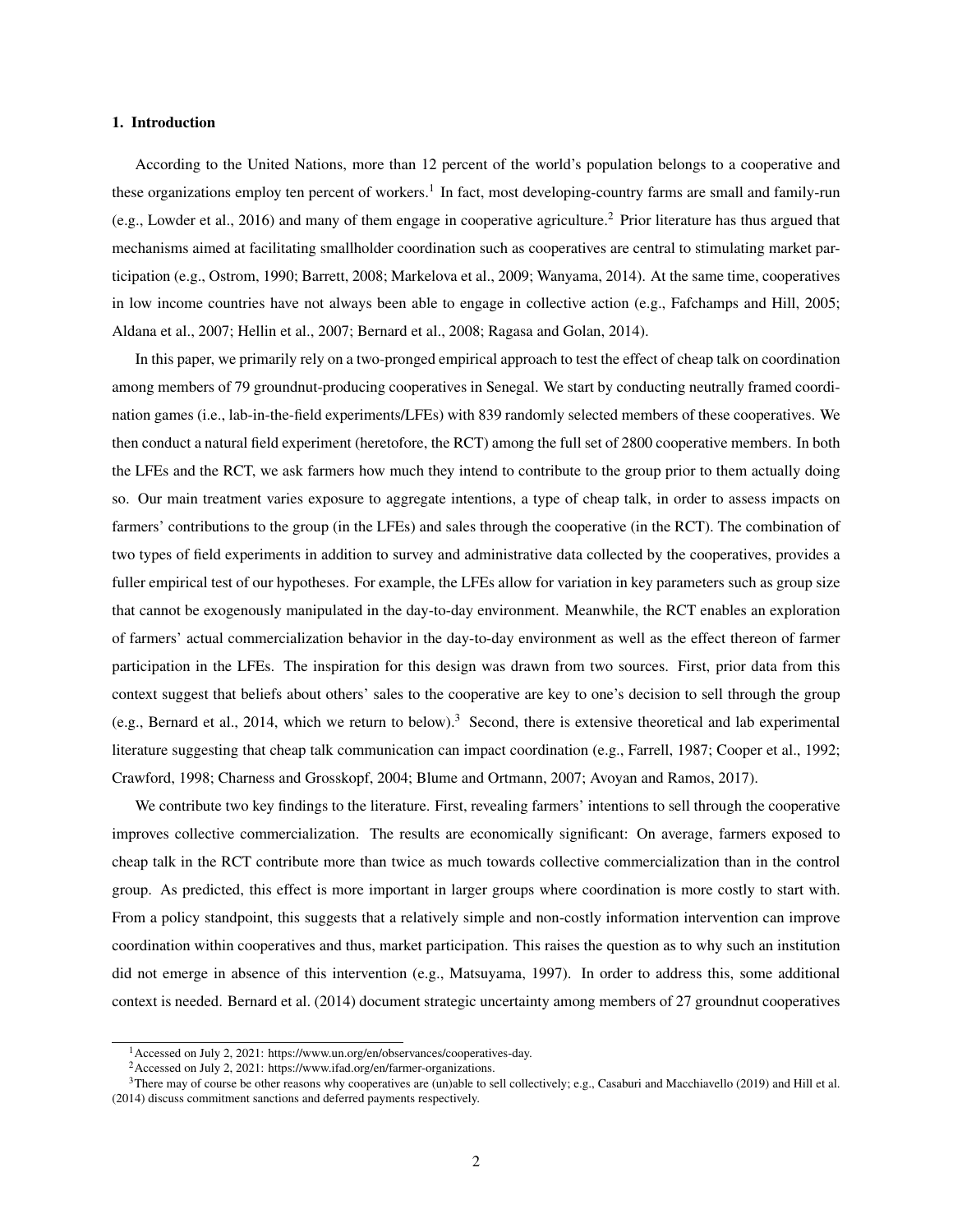## 1. Introduction

According to the United Nations, more than 12 percent of the world's population belongs to a cooperative and these organizations employ ten percent of workers.[1] In fact, most developing-country farms are small and family-run (e.g., Lowder et al., 2016) and many of them engage in cooperative agriculture.[2] Prior literature has thus argued that mechanisms aimed at facilitating smallholder coordination such as cooperatives are central to stimulating market participation (e.g., Ostrom, 1990; Barrett, 2008; Markelova et al., 2009; Wanyama, 2014). At the same time, cooperatives in low income countries have not always been able to engage in collective action (e.g., Fafchamps and Hill, 2005; Aldana et al., 2007; Hellin et al., 2007; Bernard et al., 2008; Ragasa and Golan, 2014).

In this paper, we primarily rely on a two-pronged empirical approach to test the effect of cheap talk on coordination among members of 79 groundnut-producing cooperatives in Senegal. We start by conducting neutrally framed coordination games (i.e., lab-in-the-field experiments/LFEs) with 839 randomly selected members of these cooperatives. We then conduct a natural field experiment (heretofore, the RCT) among the full set of 2800 cooperative members. In both the LFEs and the RCT, we ask farmers how much they intend to contribute to the group prior to them actually doing so. Our main treatment varies exposure to aggregate intentions, a type of cheap talk, in order to assess impacts on farmers' contributions to the group (in the LFEs) and sales through the cooperative (in the RCT). The combination of two types of field experiments in addition to survey and administrative data collected by the cooperatives, provides a fuller empirical test of our hypotheses. For example, the LFEs allow for variation in key parameters such as group size that cannot be exogenously manipulated in the day-to-day environment. Meanwhile, the RCT enables an exploration of farmers' actual commercialization behavior in the day-to-day environment as well as the effect thereon of farmer participation in the LFEs. The inspiration for this design was drawn from two sources. First, prior data from this context suggest that beliefs about others' sales to the cooperative are key to one's decision to sell through the group (e.g., Bernard et al., 2014, which we return to below).[3] Second, there is extensive theoretical and lab experimental literature suggesting that cheap talk communication can impact coordination (e.g., Farrell, 1987; Cooper et al., 1992; Crawford, 1998; Charness and Grosskopf, 2004; Blume and Ortmann, 2007; Avoyan and Ramos, 2017).

We contribute two key findings to the literature. First, revealing farmers' intentions to sell through the cooperative improves collective commercialization. The results are economically significant: On average, farmers exposed to cheap talk in the RCT contribute more than twice as much towards collective commercialization than in the control group. As predicted, this effect is more important in larger groups where coordination is more costly to start with. From a policy standpoint, this suggests that a relatively simple and non-costly information intervention can improve coordination within cooperatives and thus, market participation. This raises the question as to why such an institution did not emerge in absence of this intervention (e.g., Matsuyama, 1997). In order to address this, some additional context is needed. Bernard et al. (2014) document strategic uncertainty among members of 27 groundnut cooperatives

[1] Accessed on July 2, 2021: https://www.un.org/en/observances/cooperatives-day.

[2] Accessed on July 2, 2021: https://www.ifad.org/en/farmer-organizations.

[3] There may of course be other reasons why cooperatives are (un)able to sell collectively; e.g., Casaburi and Macchiavello (2019) and Hill et al. (2014) discuss commitment sanctions and deferred payments respectively.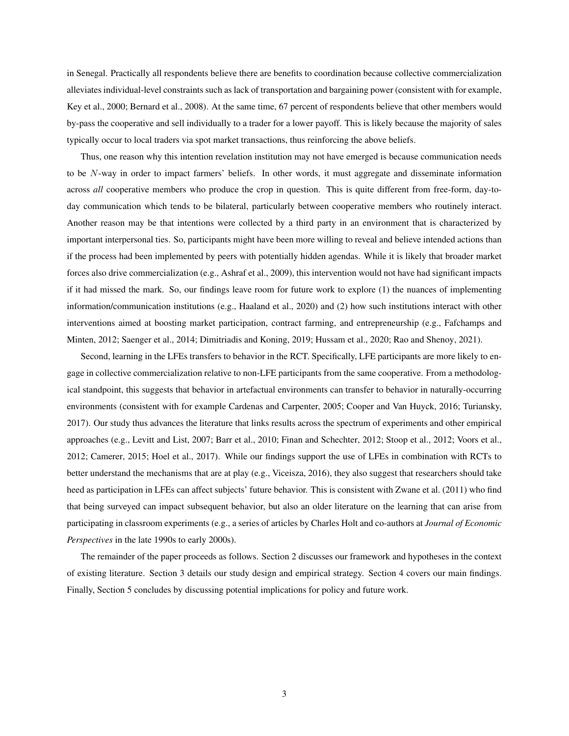in Senegal. Practically all respondents believe there are benefits to coordination because collective commercialization alleviates individual-level constraints such as lack of transportation and bargaining power (consistent with for example, Key et al., 2000; Bernard et al., 2008). At the same time, 67 percent of respondents believe that other members would by-pass the cooperative and sell individually to a trader for a lower payoff. This is likely because the majority of sales typically occur to local traders via spot market transactions, thus reinforcing the above beliefs.

Thus, one reason why this intention revelation institution may not have emerged is because communication needs to be $N$-way in order to impact farmers' beliefs. In other words, it must aggregate and disseminate information across *all* cooperative members who produce the crop in question. This is quite different from free-form, day-to-day communication which tends to be bilateral, particularly between cooperative members who routinely interact. Another reason may be that intentions were collected by a third party in an environment that is characterized by important interpersonal ties. So, participants might have been more willing to reveal and believe intended actions than if the process had been implemented by peers with potentially hidden agendas. While it is likely that broader market forces also drive commercialization (e.g., Ashraf et al., 2009), this intervention would not have had significant impacts if it had missed the mark. So, our findings leave room for future work to explore (1) the nuances of implementing information/communication institutions (e.g., Haaland et al., 2020) and (2) how such institutions interact with other interventions aimed at boosting market participation, contract farming, and entrepreneurship (e.g., Fafchamps and Minten, 2012; Saenger et al., 2014; Dimitriadis and Koning, 2019; Hussam et al., 2020; Rao and Shenoy, 2021).

Second, learning in the LFEs transfers to behavior in the RCT. Specifically, LFE participants are more likely to engage in collective commercialization relative to non-LFE participants from the same cooperative. From a methodological standpoint, this suggests that behavior in artefactual environments can transfer to behavior in naturally-occurring environments (consistent with for example Cardenas and Carpenter, 2005; Cooper and Van Huyck, 2016; Turiansky, 2017). Our study thus advances the literature that links results across the spectrum of experiments and other empirical approaches (e.g., Levitt and List, 2007; Barr et al., 2010; Finan and Schechter, 2012; Stoop et al., 2012; Voors et al., 2012; Camerer, 2015; Hoel et al., 2017). While our findings support the use of LFEs in combination with RCTs to better understand the mechanisms that are at play (e.g., Viceisza, 2016), they also suggest that researchers should take heed as participation in LFEs can affect subjects' future behavior. This is consistent with Zwane et al. (2011) who find that being surveyed can impact subsequent behavior, but also an older literature on the learning that can arise from participating in classroom experiments (e.g., a series of articles by Charles Holt and co-authors at *Journal of Economic Perspectives* in the late 1990s to early 2000s).

The remainder of the paper proceeds as follows. Section 2 discusses our framework and hypotheses in the context of existing literature. Section 3 details our study design and empirical strategy. Section 4 covers our main findings. Finally, Section 5 concludes by discussing potential implications for policy and future work.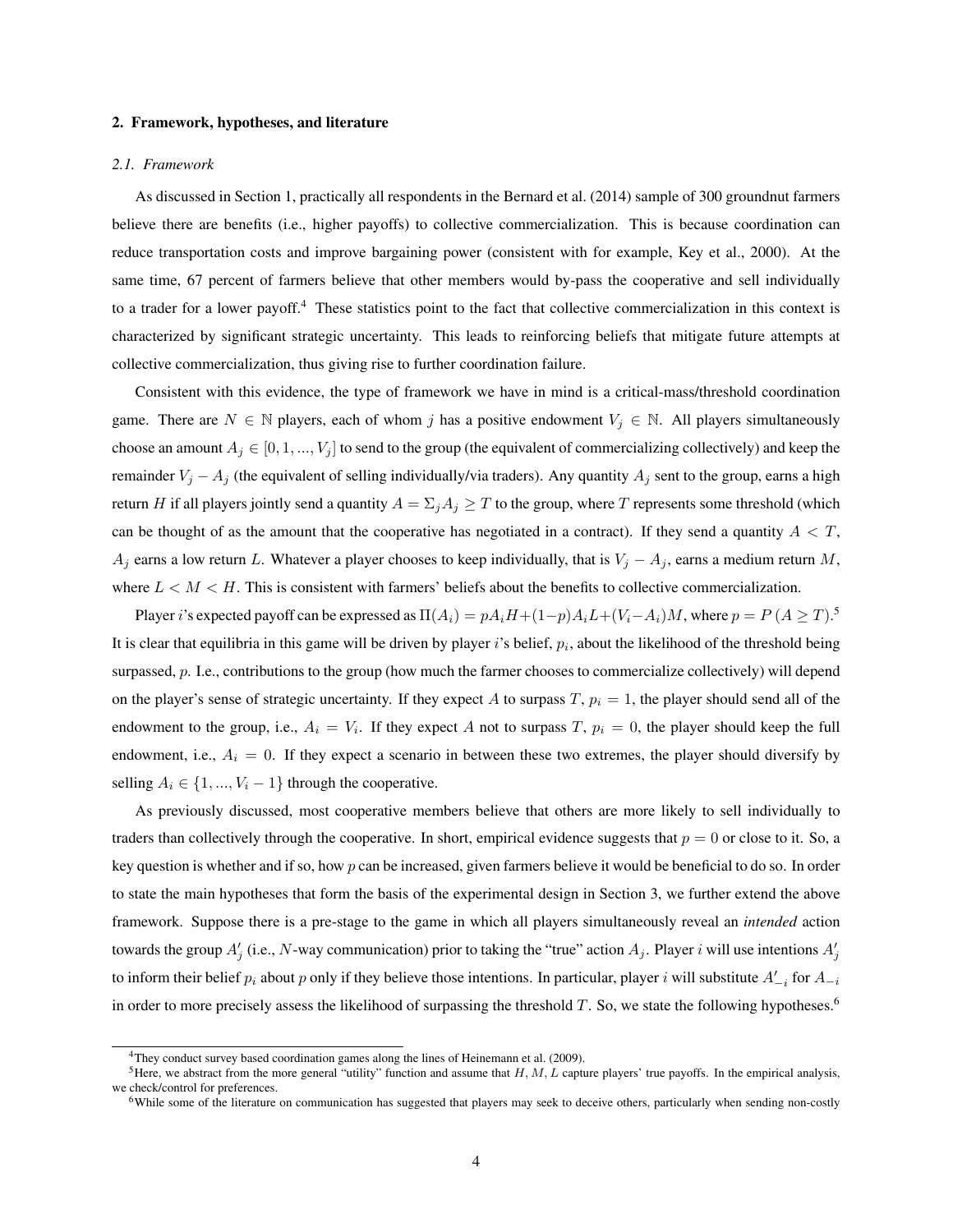## 2. Framework, hypotheses, and literature

### 2.1. Framework

As discussed in Section 1, practically all respondents in the Bernard et al. (2014) sample of 300 groundnut farmers believe there are benefits (i.e., higher payoffs) to collective commercialization. This is because coordination can reduce transportation costs and improve bargaining power (consistent with for example, Key et al., 2000). At the same time, 67 percent of farmers believe that other members would by-pass the cooperative and sell individually to a trader for a lower payoff.[4] These statistics point to the fact that collective commercialization in this context is characterized by significant strategic uncertainty. This leads to reinforcing beliefs that mitigate future attempts at collective commercialization, thus giving rise to further coordination failure.

Consistent with this evidence, the type of framework we have in mind is a critical-mass/threshold coordination game. There are $N \in \mathbb{N}$ players, each of whom $j$ has a positive endowment $V_j \in \mathbb{N}$. All players simultaneously choose an amount $A_j \in [0, 1, ..., V_j]$ to send to the group (the equivalent of commercializing collectively) and keep the remainder $V_j - A_j$ (the equivalent of selling individually/via traders). Any quantity $A_j$ sent to the group, earns a high return $H$ if all players jointly send a quantity $A = \Sigma_j A_j \geq T$ to the group, where $T$ represents some threshold (which can be thought of as the amount that the cooperative has negotiated in a contract). If they send a quantity $A < T$, $A_j$ earns a low return $L$. Whatever a player chooses to keep individually, that is $V_j - A_j$, earns a medium return $M$, where $L < M < H$. This is consistent with farmers' beliefs about the benefits to collective commercialization.

Player $i$'s expected payoff can be expressed as $\Pi(A_i) = pA_iH + (1-p)A_iL + (V_i - A_i)M$, where $p = P(A \geq T)$.[5] It is clear that equilibria in this game will be driven by player $i$'s belief, $p_i$, about the likelihood of the threshold being surpassed, $p$. I.e., contributions to the group (how much the farmer chooses to commercialize collectively) will depend on the player's sense of strategic uncertainty. If they expect $A$ to surpass $T$, $p_i = 1$, the player should send all of the endowment to the group, i.e., $A_i = V_i$. If they expect $A$ not to surpass $T$, $p_i = 0$, the player should keep the full endowment, i.e., $A_i = 0$. If they expect a scenario in between these two extremes, the player should diversify by selling $A_i \in \{1, ..., V_i - 1\}$ through the cooperative.

As previously discussed, most cooperative members believe that others are more likely to sell individually to traders than collectively through the cooperative. In short, empirical evidence suggests that $p = 0$ or close to it. So, a key question is whether and if so, how $p$ can be increased, given farmers believe it would be beneficial to do so. In order to state the main hypotheses that form the basis of the experimental design in Section 3, we further extend the above framework. Suppose there is a pre-stage to the game in which all players simultaneously reveal an *intended* action towards the group $A'_j$ (i.e., $N$-way communication) prior to taking the "true" action $A_j$. Player $i$ will use intentions $A'_j$ to inform their belief $p_i$ about $p$ only if they believe those intentions. In particular, player $i$ will substitute $A'_{-i}$ for $A_{-i}$ in order to more precisely assess the likelihood of surpassing the threshold $T$. So, we state the following hypotheses.[6]

[4] They conduct survey based coordination games along the lines of Heinemann et al. (2009).

[5] Here, we abstract from the more general "utility" function and assume that $H$, $M$, $L$ capture players' true payoffs. In the empirical analysis, we check/control for preferences.

[6] While some of the literature on communication has suggested that players may seek to deceive others, particularly when sending non-costly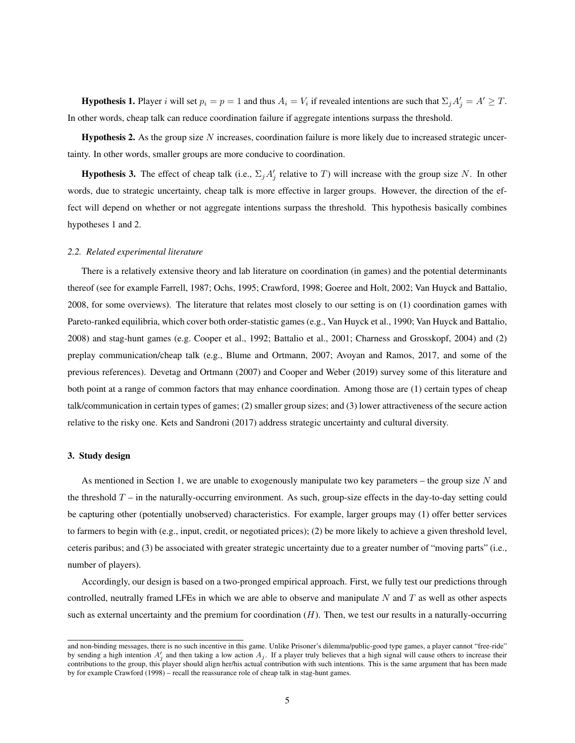**Hypothesis 1.** Player $i$ will set $p_i = p = 1$ and thus $A_i = V_i$ if revealed intentions are such that $\Sigma_j A'_j = A' \geq T$. In other words, cheap talk can reduce coordination failure if aggregate intentions surpass the threshold.

**Hypothesis 2.** As the group size $N$ increases, coordination failure is more likely due to increased strategic uncertainty. In other words, smaller groups are more conducive to coordination.

**Hypothesis 3.** The effect of cheap talk (i.e., $\Sigma_j A'_j$ relative to $T$) will increase with the group size $N$. In other words, due to strategic uncertainty, cheap talk is more effective in larger groups. However, the direction of the effect will depend on whether or not aggregate intentions surpass the threshold. This hypothesis basically combines hypotheses 1 and 2.

### *2.2. Related experimental literature*

There is a relatively extensive theory and lab literature on coordination (in games) and the potential determinants thereof (see for example Farrell, 1987; Ochs, 1995; Crawford, 1998; Goeree and Holt, 2002; Van Huyck and Battalio, 2008, for some overviews). The literature that relates most closely to our setting is on (1) coordination games with Pareto-ranked equilibria, which cover both order-statistic games (e.g., Van Huyck et al., 1990; Van Huyck and Battalio, 2008) and stag-hunt games (e.g. Cooper et al., 1992; Battalio et al., 2001; Charness and Grosskopf, 2004) and (2) preplay communication/cheap talk (e.g., Blume and Ortmann, 2007; Avoyan and Ramos, 2017, and some of the previous references). Devetag and Ortmann (2007) and Cooper and Weber (2019) survey some of this literature and both point at a range of common factors that may enhance coordination. Among those are (1) certain types of cheap talk/communication in certain types of games; (2) smaller group sizes; and (3) lower attractiveness of the secure action relative to the risky one. Kets and Sandroni (2017) address strategic uncertainty and cultural diversity.

## 3. Study design

As mentioned in Section 1, we are unable to exogenously manipulate two key parameters – the group size $N$ and the threshold $T$ – in the naturally-occurring environment. As such, group-size effects in the day-to-day setting could be capturing other (potentially unobserved) characteristics. For example, larger groups may (1) offer better services to farmers to begin with (e.g., input, credit, or negotiated prices); (2) be more likely to achieve a given threshold level, ceteris paribus; and (3) be associated with greater strategic uncertainty due to a greater number of "moving parts" (i.e., number of players).

Accordingly, our design is based on a two-pronged empirical approach. First, we fully test our predictions through controlled, neutrally framed LFEs in which we are able to observe and manipulate $N$ and $T$ as well as other aspects such as external uncertainty and the premium for coordination ($H$). Then, we test our results in a naturally-occurring

and non-binding messages, there is no such incentive in this game. Unlike Prisoner's dilemma/public-good type games, a player cannot "free-ride" by sending a high intention $A'_j$ and then taking a low action $A_j$. If a player truly believes that a high signal will cause others to increase their contributions to the group, this player should align her/his actual contribution with such intentions. This is the same argument that has been made by for example Crawford (1998) – recall the reassurance role of cheap talk in stag-hunt games.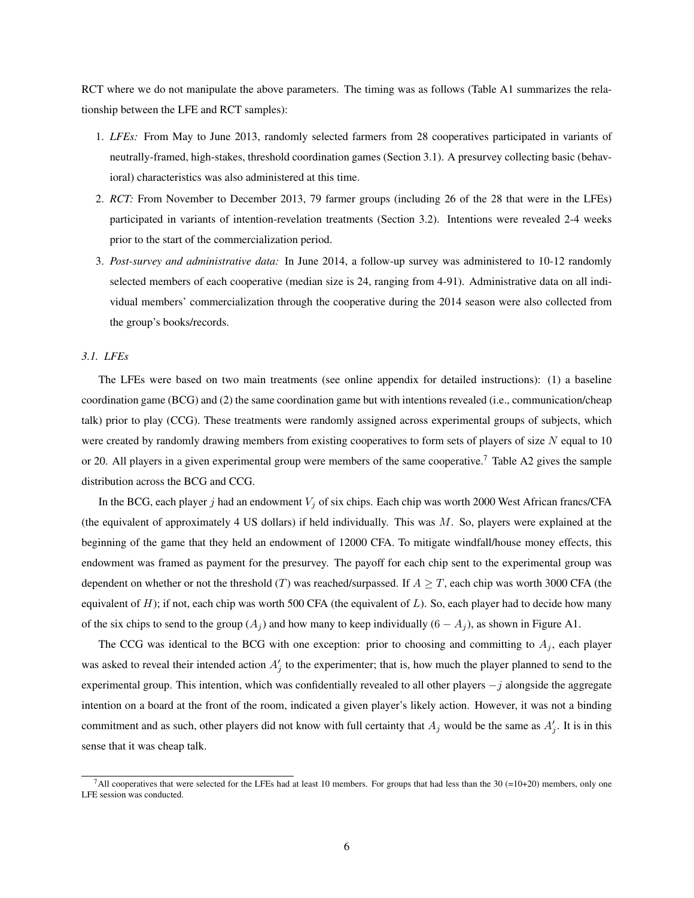RCT where we do not manipulate the above parameters. The timing was as follows (Table A1 summarizes the relationship between the LFE and RCT samples):

1. *LFEs:* From May to June 2013, randomly selected farmers from 28 cooperatives participated in variants of neutrally-framed, high-stakes, threshold coordination games (Section 3.1). A presurvey collecting basic (behavioral) characteristics was also administered at this time.
2. *RCT:* From November to December 2013, 79 farmer groups (including 26 of the 28 that were in the LFEs) participated in variants of intention-revelation treatments (Section 3.2). Intentions were revealed 2-4 weeks prior to the start of the commercialization period.
3. *Post-survey and administrative data:* In June 2014, a follow-up survey was administered to 10-12 randomly selected members of each cooperative (median size is 24, ranging from 4-91). Administrative data on all individual members' commercialization through the cooperative during the 2014 season were also collected from the group's books/records.

### *3.1. LFEs*

The LFEs were based on two main treatments (see online appendix for detailed instructions): (1) a baseline coordination game (BCG) and (2) the same coordination game but with intentions revealed (i.e., communication/cheap talk) prior to play (CCG). These treatments were randomly assigned across experimental groups of subjects, which were created by randomly drawing members from existing cooperatives to form sets of players of size $N$ equal to 10 or 20. All players in a given experimental group were members of the same cooperative.[7] Table A2 gives the sample distribution across the BCG and CCG.

In the BCG, each player $j$ had an endowment $V_j$ of six chips. Each chip was worth 2000 West African francs/CFA (the equivalent of approximately 4 US dollars) if held individually. This was $M$. So, players were explained at the beginning of the game that they held an endowment of 12000 CFA. To mitigate windfall/house money effects, this endowment was framed as payment for the presurvey. The payoff for each chip sent to the experimental group was dependent on whether or not the threshold ($T$) was reached/surpassed. If $A \geq T$, each chip was worth 3000 CFA (the equivalent of $H$); if not, each chip was worth 500 CFA (the equivalent of $L$). So, each player had to decide how many of the six chips to send to the group ($A_j$) and how many to keep individually ($6 - A_j$), as shown in Figure A1.

The CCG was identical to the BCG with one exception: prior to choosing and committing to $A_j$, each player was asked to reveal their intended action $A'_j$ to the experimenter; that is, how much the player planned to send to the experimental group. This intention, which was confidentially revealed to all other players $-j$ alongside the aggregate intention on a board at the front of the room, indicated a given player's likely action. However, it was not a binding commitment and as such, other players did not know with full certainty that $A_j$ would be the same as $A'_j$. It is in this sense that it was cheap talk.

[7] All cooperatives that were selected for the LFEs had at least 10 members. For groups that had less than the 30 (=10+20) members, only one LFE session was conducted.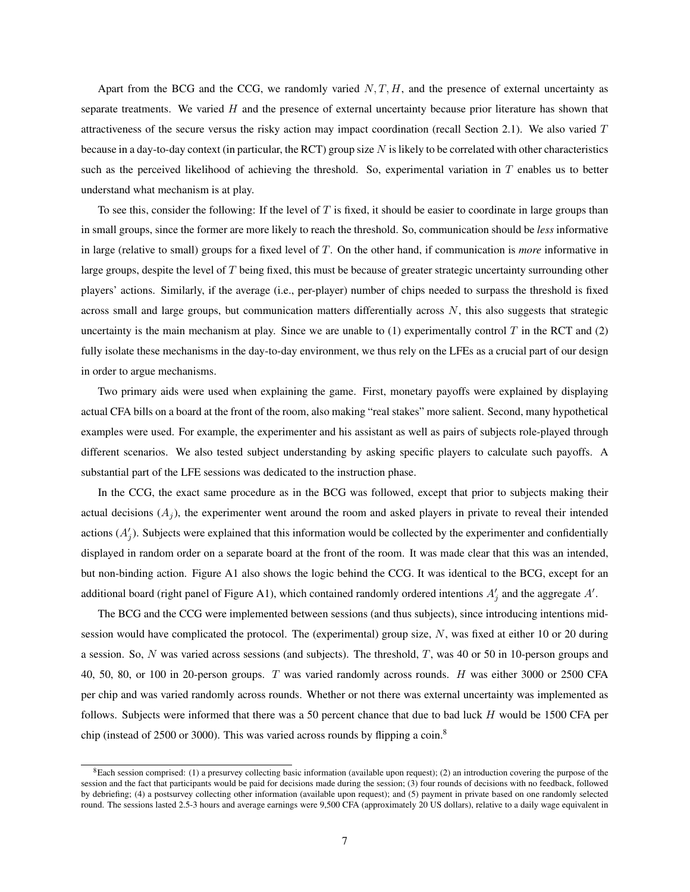Apart from the BCG and the CCG, we randomly varied $N, T, H$, and the presence of external uncertainty as separate treatments. We varied $H$ and the presence of external uncertainty because prior literature has shown that attractiveness of the secure versus the risky action may impact coordination (recall Section 2.1). We also varied $T$ because in a day-to-day context (in particular, the RCT) group size $N$ is likely to be correlated with other characteristics such as the perceived likelihood of achieving the threshold. So, experimental variation in $T$ enables us to better understand what mechanism is at play.

To see this, consider the following: If the level of $T$ is fixed, it should be easier to coordinate in large groups than in small groups, since the former are more likely to reach the threshold. So, communication should be *less* informative in large (relative to small) groups for a fixed level of $T$. On the other hand, if communication is *more* informative in large groups, despite the level of $T$ being fixed, this must be because of greater strategic uncertainty surrounding other players' actions. Similarly, if the average (i.e., per-player) number of chips needed to surpass the threshold is fixed across small and large groups, but communication matters differentially across $N$, this also suggests that strategic uncertainty is the main mechanism at play. Since we are unable to (1) experimentally control $T$ in the RCT and (2) fully isolate these mechanisms in the day-to-day environment, we thus rely on the LFEs as a crucial part of our design in order to argue mechanisms.

Two primary aids were used when explaining the game. First, monetary payoffs were explained by displaying actual CFA bills on a board at the front of the room, also making "real stakes" more salient. Second, many hypothetical examples were used. For example, the experimenter and his assistant as well as pairs of subjects role-played through different scenarios. We also tested subject understanding by asking specific players to calculate such payoffs. A substantial part of the LFE sessions was dedicated to the instruction phase.

In the CCG, the exact same procedure as in the BCG was followed, except that prior to subjects making their actual decisions ($A_j$), the experimenter went around the room and asked players in private to reveal their intended actions ($A'_j$). Subjects were explained that this information would be collected by the experimenter and confidentially displayed in random order on a separate board at the front of the room. It was made clear that this was an intended, but non-binding action. Figure A1 also shows the logic behind the CCG. It was identical to the BCG, except for an additional board (right panel of Figure A1), which contained randomly ordered intentions $A'_j$ and the aggregate $A'$.

The BCG and the CCG were implemented between sessions (and thus subjects), since introducing intentions mid-session would have complicated the protocol. The (experimental) group size, $N$, was fixed at either 10 or 20 during a session. So, $N$ was varied across sessions (and subjects). The threshold, $T$, was 40 or 50 in 10-person groups and 40, 50, 80, or 100 in 20-person groups. $T$ was varied randomly across rounds. $H$ was either 3000 or 2500 CFA per chip and was varied randomly across rounds. Whether or not there was external uncertainty was implemented as follows. Subjects were informed that there was a 50 percent chance that due to bad luck $H$ would be 1500 CFA per chip (instead of 2500 or 3000). This was varied across rounds by flipping a coin.[8]

[8]Each session comprised: (1) a presurvey collecting basic information (available upon request); (2) an introduction covering the purpose of the session and the fact that participants would be paid for decisions made during the session; (3) four rounds of decisions with no feedback, followed by debriefing; (4) a postsurvey collecting other information (available upon request); and (5) payment in private based on one randomly selected round. The sessions lasted 2.5-3 hours and average earnings were 9,500 CFA (approximately 20 US dollars), relative to a daily wage equivalent in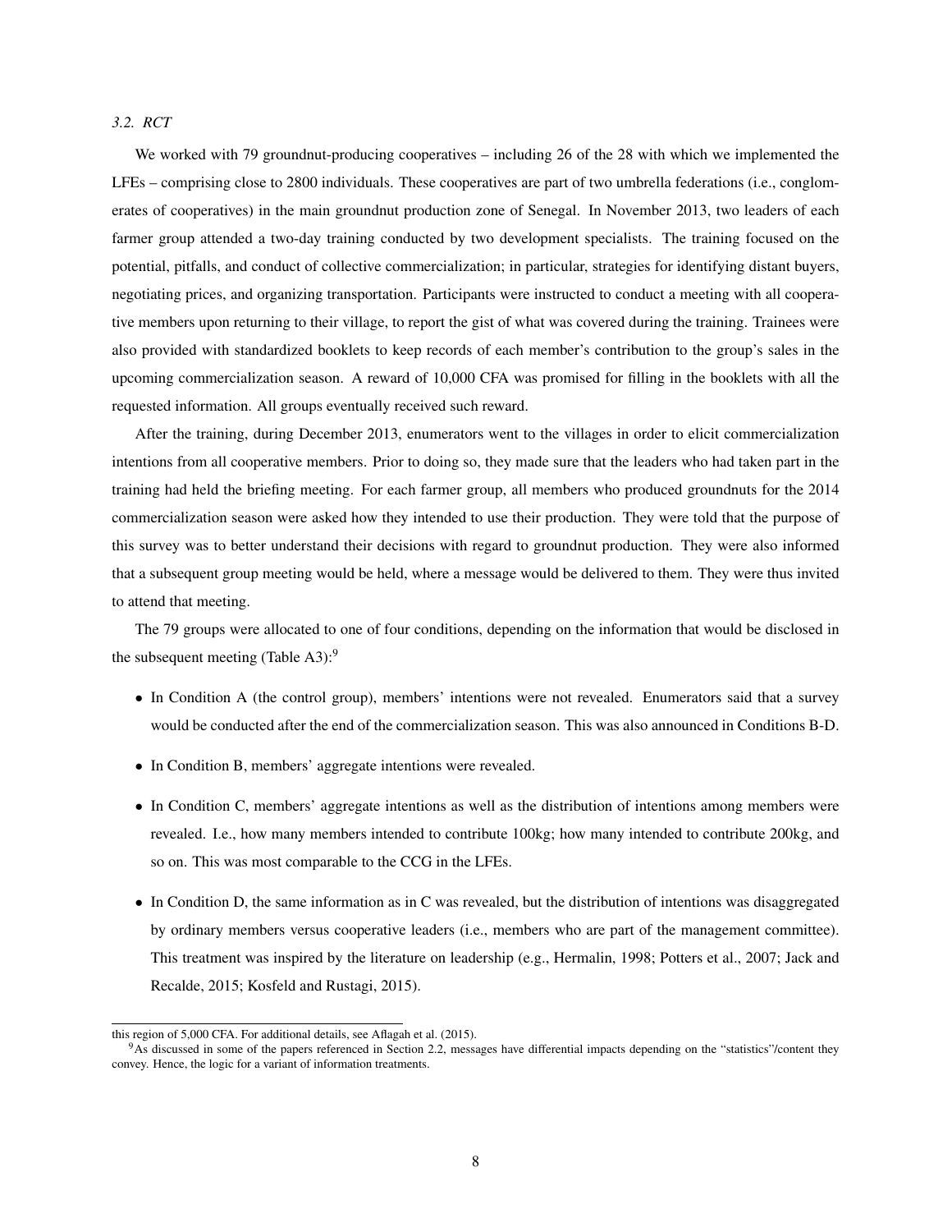### 3.2. RCT

We worked with 79 groundnut-producing cooperatives – including 26 of the 28 with which we implemented the LFEs – comprising close to 2800 individuals. These cooperatives are part of two umbrella federations (i.e., conglomerates of cooperatives) in the main groundnut production zone of Senegal. In November 2013, two leaders of each farmer group attended a two-day training conducted by two development specialists. The training focused on the potential, pitfalls, and conduct of collective commercialization; in particular, strategies for identifying distant buyers, negotiating prices, and organizing transportation. Participants were instructed to conduct a meeting with all cooperative members upon returning to their village, to report the gist of what was covered during the training. Trainees were also provided with standardized booklets to keep records of each member's contribution to the group's sales in the upcoming commercialization season. A reward of 10,000 CFA was promised for filling in the booklets with all the requested information. All groups eventually received such reward.

After the training, during December 2013, enumerators went to the villages in order to elicit commercialization intentions from all cooperative members. Prior to doing so, they made sure that the leaders who had taken part in the training had held the briefing meeting. For each farmer group, all members who produced groundnuts for the 2014 commercialization season were asked how they intended to use their production. They were told that the purpose of this survey was to better understand their decisions with regard to groundnut production. They were also informed that a subsequent group meeting would be held, where a message would be delivered to them. They were thus invited to attend that meeting.

The 79 groups were allocated to one of four conditions, depending on the information that would be disclosed in the subsequent meeting (Table A3):[9]

- In Condition A (the control group), members' intentions were not revealed. Enumerators said that a survey would be conducted after the end of the commercialization season. This was also announced in Conditions B-D.
- In Condition B, members' aggregate intentions were revealed.
- In Condition C, members' aggregate intentions as well as the distribution of intentions among members were revealed. I.e., how many members intended to contribute 100kg; how many intended to contribute 200kg, and so on. This was most comparable to the CCG in the LFEs.
- In Condition D, the same information as in C was revealed, but the distribution of intentions was disaggregated by ordinary members versus cooperative leaders (i.e., members who are part of the management committee). This treatment was inspired by the literature on leadership (e.g., Hermalin, 1998; Potters et al., 2007; Jack and Recalde, 2015; Kosfeld and Rustagi, 2015).

---

this region of 5,000 CFA. For additional details, see Aflagah et al. (2015).

[9] As discussed in some of the papers referenced in Section 2.2, messages have differential impacts depending on the "statistics"/content they convey. Hence, the logic for a variant of information treatments.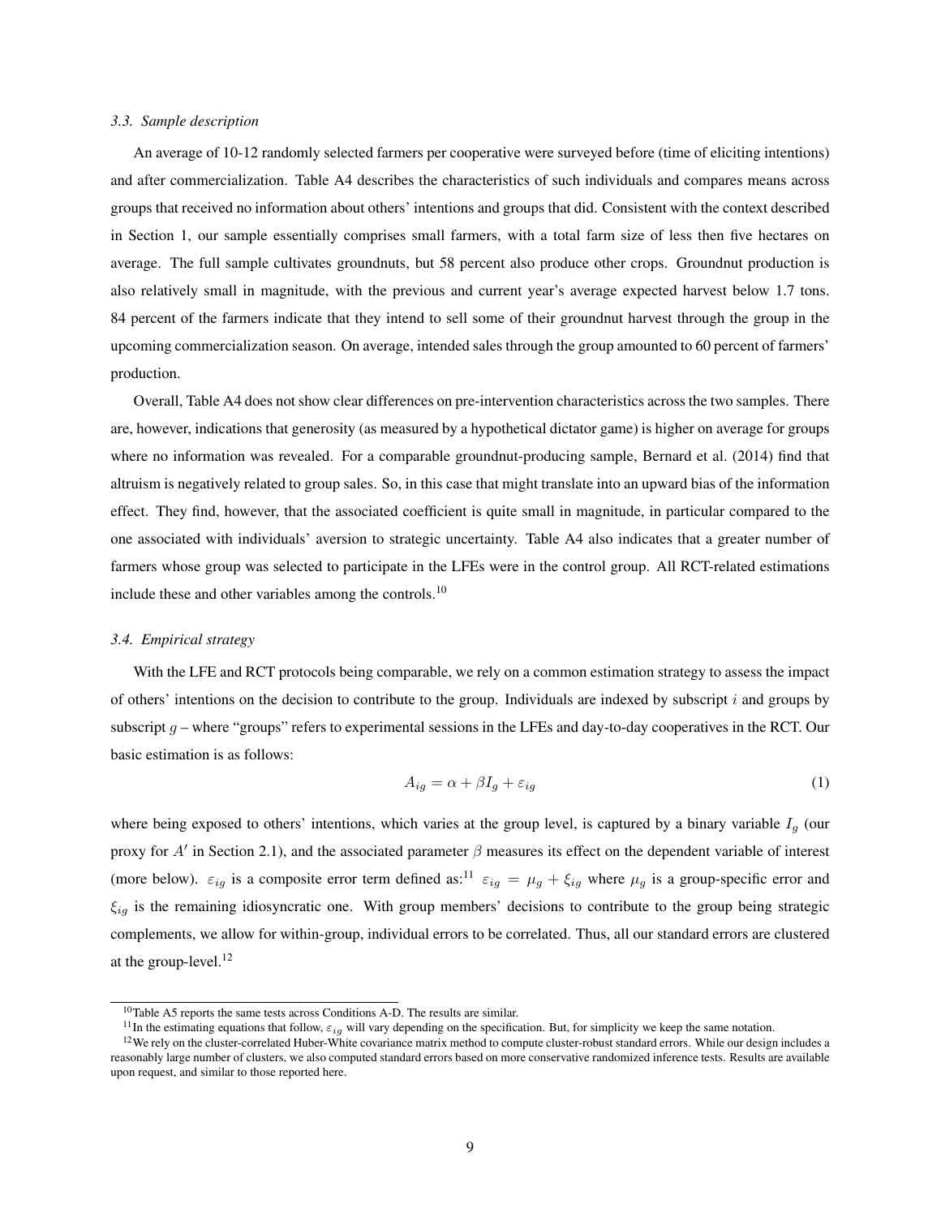### *3.3. Sample description*

An average of 10-12 randomly selected farmers per cooperative were surveyed before (time of eliciting intentions) and after commercialization. Table A4 describes the characteristics of such individuals and compares means across groups that received no information about others' intentions and groups that did. Consistent with the context described in Section 1, our sample essentially comprises small farmers, with a total farm size of less then five hectares on average. The full sample cultivates groundnuts, but 58 percent also produce other crops. Groundnut production is also relatively small in magnitude, with the previous and current year's average expected harvest below 1.7 tons. 84 percent of the farmers indicate that they intend to sell some of their groundnut harvest through the group in the upcoming commercialization season. On average, intended sales through the group amounted to 60 percent of farmers' production.

Overall, Table A4 does not show clear differences on pre-intervention characteristics across the two samples. There are, however, indications that generosity (as measured by a hypothetical dictator game) is higher on average for groups where no information was revealed. For a comparable groundnut-producing sample, Bernard et al. (2014) find that altruism is negatively related to group sales. So, in this case that might translate into an upward bias of the information effect. They find, however, that the associated coefficient is quite small in magnitude, in particular compared to the one associated with individuals' aversion to strategic uncertainty. Table A4 also indicates that a greater number of farmers whose group was selected to participate in the LFEs were in the control group. All RCT-related estimations include these and other variables among the controls.[10]

### *3.4. Empirical strategy*

With the LFE and RCT protocols being comparable, we rely on a common estimation strategy to assess the impact of others' intentions on the decision to contribute to the group. Individuals are indexed by subscript $i$ and groups by subscript $g$ – where "groups" refers to experimental sessions in the LFEs and day-to-day cooperatives in the RCT. Our basic estimation is as follows:

$$A_{ig} = \alpha + \beta I_g + \varepsilon_{ig} \tag{1}$$

where being exposed to others' intentions, which varies at the group level, is captured by a binary variable $I_g$ (our proxy for $A'$ in Section 2.1), and the associated parameter $\beta$ measures its effect on the dependent variable of interest (more below). $\varepsilon_{ig}$ is a composite error term defined as:[11] $\varepsilon_{ig} = \mu_g + \xi_{ig}$ where $\mu_g$ is a group-specific error and $\xi_{ig}$ is the remaining idiosyncratic one. With group members' decisions to contribute to the group being strategic complements, we allow for within-group, individual errors to be correlated. Thus, all our standard errors are clustered at the group-level.[12]

---

[10] Table A5 reports the same tests across Conditions A-D. The results are similar.

[11] In the estimating equations that follow, $\varepsilon_{ig}$ will vary depending on the specification. But, for simplicity we keep the same notation.

[12] We rely on the cluster-correlated Huber-White covariance matrix method to compute cluster-robust standard errors. While our design includes a reasonably large number of clusters, we also computed standard errors based on more conservative randomized inference tests. Results are available upon request, and similar to those reported here.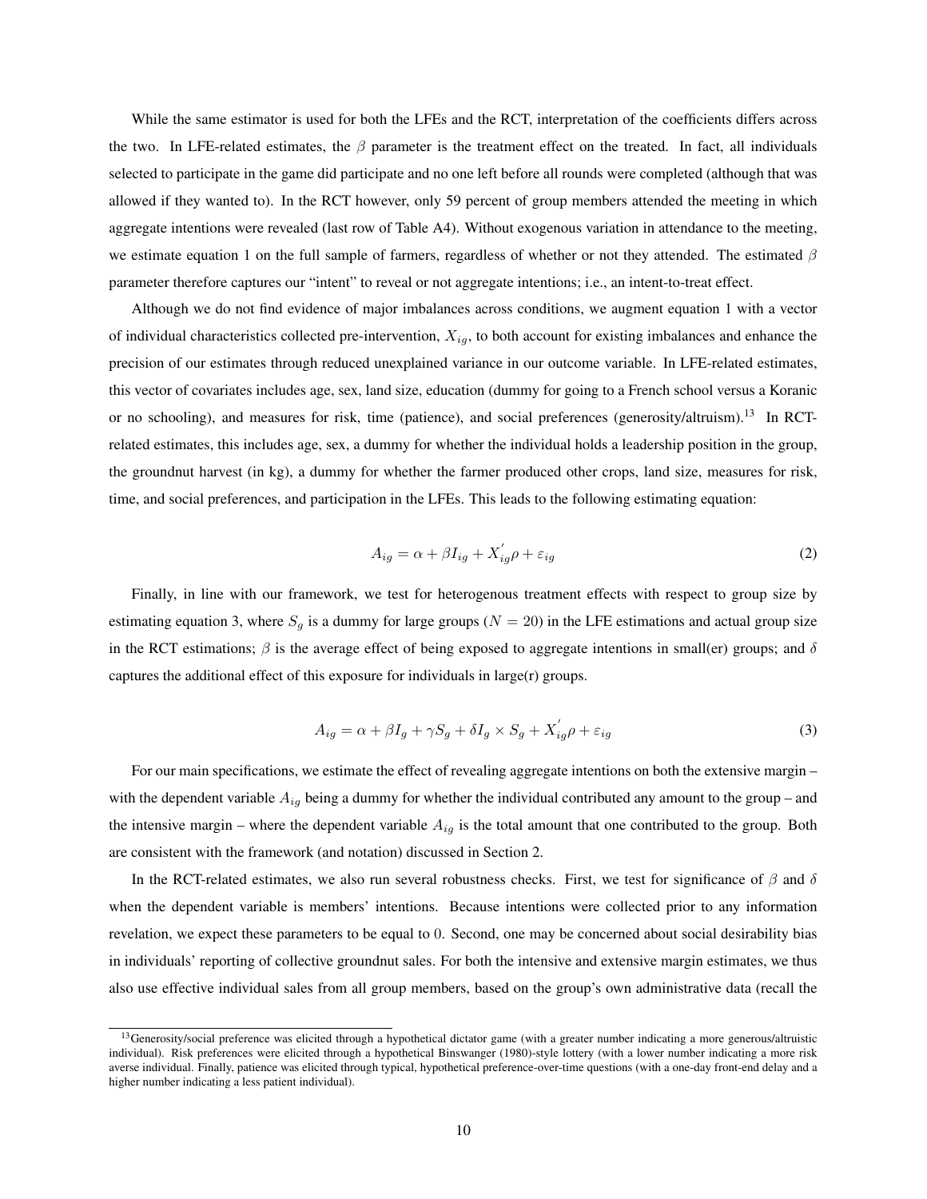While the same estimator is used for both the LFEs and the RCT, interpretation of the coefficients differs across the two. In LFE-related estimates, the $\beta$ parameter is the treatment effect on the treated. In fact, all individuals selected to participate in the game did participate and no one left before all rounds were completed (although that was allowed if they wanted to). In the RCT however, only 59 percent of group members attended the meeting in which aggregate intentions were revealed (last row of Table A4). Without exogenous variation in attendance to the meeting, we estimate equation 1 on the full sample of farmers, regardless of whether or not they attended. The estimated $\beta$ parameter therefore captures our "intent" to reveal or not aggregate intentions; i.e., an intent-to-treat effect.

Although we do not find evidence of major imbalances across conditions, we augment equation 1 with a vector of individual characteristics collected pre-intervention, $X_{ig}$, to both account for existing imbalances and enhance the precision of our estimates through reduced unexplained variance in our outcome variable. In LFE-related estimates, this vector of covariates includes age, sex, land size, education (dummy for going to a French school versus a Koranic or no schooling), and measures for risk, time (patience), and social preferences (generosity/altruism).[13] In RCT-related estimates, this includes age, sex, a dummy for whether the individual holds a leadership position in the group, the groundnut harvest (in kg), a dummy for whether the farmer produced other crops, land size, measures for risk, time, and social preferences, and participation in the LFEs. This leads to the following estimating equation:

$$A_{ig} = \alpha + \beta I_{ig} + X_{ig}^{'}\rho + \varepsilon_{ig} \tag{2}$$

Finally, in line with our framework, we test for heterogenous treatment effects with respect to group size by estimating equation 3, where $S_g$ is a dummy for large groups ($N = 20$) in the LFE estimations and actual group size in the RCT estimations; $\beta$ is the average effect of being exposed to aggregate intentions in small(er) groups; and $\delta$ captures the additional effect of this exposure for individuals in large(r) groups.

$$A_{ig} = \alpha + \beta I_g + \gamma S_g + \delta I_g \times S_g + X_{ig}^{'}\rho + \varepsilon_{ig} \tag{3}$$

For our main specifications, we estimate the effect of revealing aggregate intentions on both the extensive margin – with the dependent variable $A_{ig}$ being a dummy for whether the individual contributed any amount to the group – and the intensive margin – where the dependent variable $A_{ig}$ is the total amount that one contributed to the group. Both are consistent with the framework (and notation) discussed in Section 2.

In the RCT-related estimates, we also run several robustness checks. First, we test for significance of $\beta$ and $\delta$ when the dependent variable is members' intentions. Because intentions were collected prior to any information revelation, we expect these parameters to be equal to 0. Second, one may be concerned about social desirability bias in individuals' reporting of collective groundnut sales. For both the intensive and extensive margin estimates, we thus also use effective individual sales from all group members, based on the group's own administrative data (recall the

---

[13] Generosity/social preference was elicited through a hypothetical dictator game (with a greater number indicating a more generous/altruistic individual). Risk preferences were elicited through a hypothetical Binswanger (1980)-style lottery (with a lower number indicating a more risk averse individual. Finally, patience was elicited through typical, hypothetical preference-over-time questions (with a one-day front-end delay and a higher number indicating a less patient individual).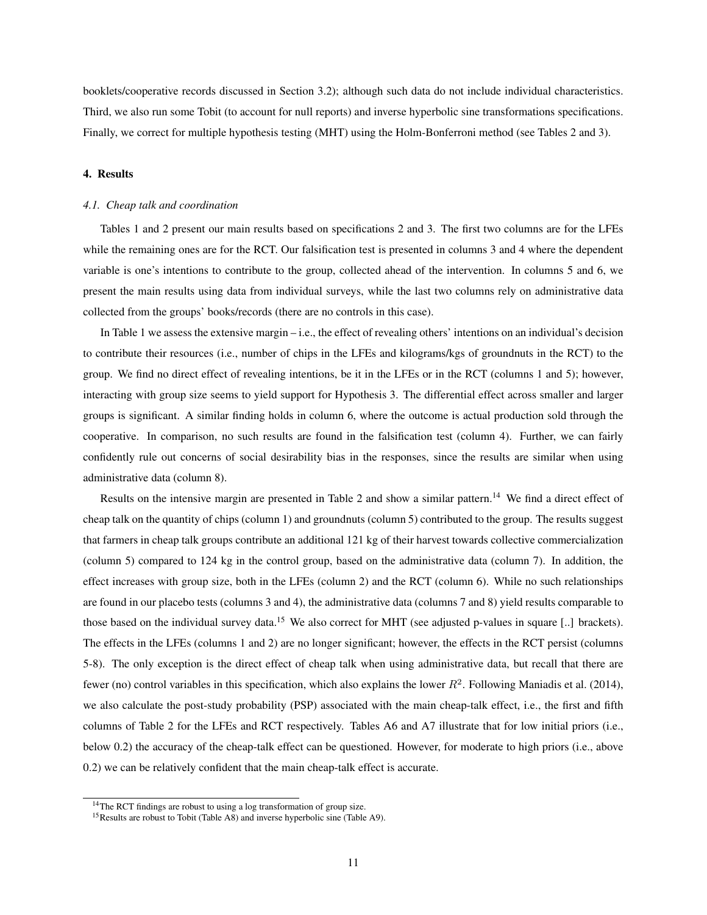booklets/cooperative records discussed in Section 3.2); although such data do not include individual characteristics. Third, we also run some Tobit (to account for null reports) and inverse hyperbolic sine transformations specifications. Finally, we correct for multiple hypothesis testing (MHT) using the Holm-Bonferroni method (see Tables 2 and 3).

## 4. Results

### *4.1. Cheap talk and coordination*

Tables 1 and 2 present our main results based on specifications 2 and 3. The first two columns are for the LFEs while the remaining ones are for the RCT. Our falsification test is presented in columns 3 and 4 where the dependent variable is one's intentions to contribute to the group, collected ahead of the intervention. In columns 5 and 6, we present the main results using data from individual surveys, while the last two columns rely on administrative data collected from the groups' books/records (there are no controls in this case).

In Table 1 we assess the extensive margin – i.e., the effect of revealing others' intentions on an individual's decision to contribute their resources (i.e., number of chips in the LFEs and kilograms/kgs of groundnuts in the RCT) to the group. We find no direct effect of revealing intentions, be it in the LFEs or in the RCT (columns 1 and 5); however, interacting with group size seems to yield support for Hypothesis 3. The differential effect across smaller and larger groups is significant. A similar finding holds in column 6, where the outcome is actual production sold through the cooperative. In comparison, no such results are found in the falsification test (column 4). Further, we can fairly confidently rule out concerns of social desirability bias in the responses, since the results are similar when using administrative data (column 8).

Results on the intensive margin are presented in Table 2 and show a similar pattern.[14] We find a direct effect of cheap talk on the quantity of chips (column 1) and groundnuts (column 5) contributed to the group. The results suggest that farmers in cheap talk groups contribute an additional 121 kg of their harvest towards collective commercialization (column 5) compared to 124 kg in the control group, based on the administrative data (column 7). In addition, the effect increases with group size, both in the LFEs (column 2) and the RCT (column 6). While no such relationships are found in our placebo tests (columns 3 and 4), the administrative data (columns 7 and 8) yield results comparable to those based on the individual survey data.[15] We also correct for MHT (see adjusted p-values in square [..] brackets). The effects in the LFEs (columns 1 and 2) are no longer significant; however, the effects in the RCT persist (columns 5-8). The only exception is the direct effect of cheap talk when using administrative data, but recall that there are fewer (no) control variables in this specification, which also explains the lower $R^2$. Following Maniadis et al. (2014), we also calculate the post-study probability (PSP) associated with the main cheap-talk effect, i.e., the first and fifth columns of Table 2 for the LFEs and RCT respectively. Tables A6 and A7 illustrate that for low initial priors (i.e., below 0.2) the accuracy of the cheap-talk effect can be questioned. However, for moderate to high priors (i.e., above 0.2) we can be relatively confident that the main cheap-talk effect is accurate.

[14] The RCT findings are robust to using a log transformation of group size.

[15] Results are robust to Tobit (Table A8) and inverse hyperbolic sine (Table A9).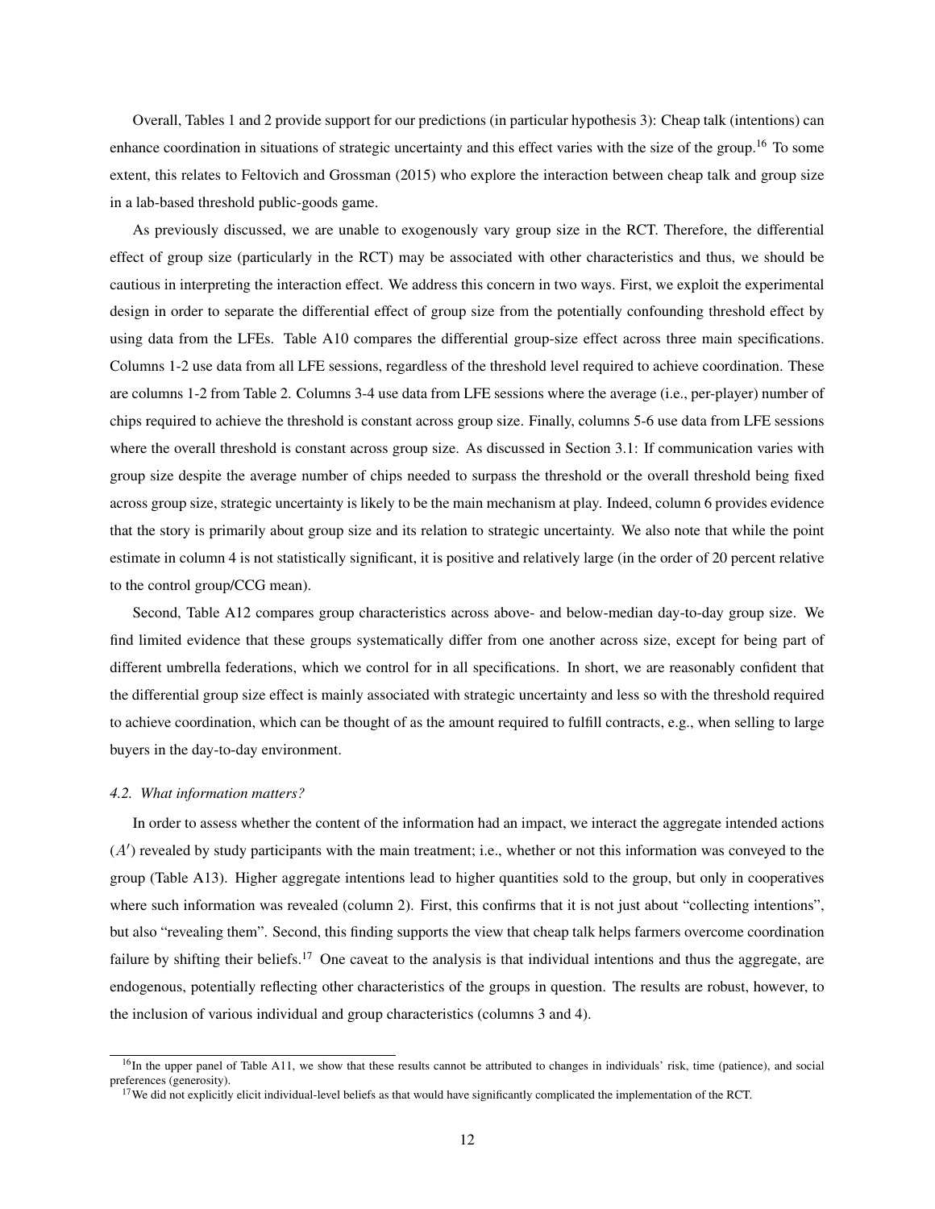Overall, Tables 1 and 2 provide support for our predictions (in particular hypothesis 3): Cheap talk (intentions) can enhance coordination in situations of strategic uncertainty and this effect varies with the size of the group.[16] To some extent, this relates to Feltovich and Grossman (2015) who explore the interaction between cheap talk and group size in a lab-based threshold public-goods game.

As previously discussed, we are unable to exogenously vary group size in the RCT. Therefore, the differential effect of group size (particularly in the RCT) may be associated with other characteristics and thus, we should be cautious in interpreting the interaction effect. We address this concern in two ways. First, we exploit the experimental design in order to separate the differential effect of group size from the potentially confounding threshold effect by using data from the LFEs. Table A10 compares the differential group-size effect across three main specifications. Columns 1-2 use data from all LFE sessions, regardless of the threshold level required to achieve coordination. These are columns 1-2 from Table 2. Columns 3-4 use data from LFE sessions where the average (i.e., per-player) number of chips required to achieve the threshold is constant across group size. Finally, columns 5-6 use data from LFE sessions where the overall threshold is constant across group size. As discussed in Section 3.1: If communication varies with group size despite the average number of chips needed to surpass the threshold or the overall threshold being fixed across group size, strategic uncertainty is likely to be the main mechanism at play. Indeed, column 6 provides evidence that the story is primarily about group size and its relation to strategic uncertainty. We also note that while the point estimate in column 4 is not statistically significant, it is positive and relatively large (in the order of 20 percent relative to the control group/CCG mean).

Second, Table A12 compares group characteristics across above- and below-median day-to-day group size. We find limited evidence that these groups systematically differ from one another across size, except for being part of different umbrella federations, which we control for in all specifications. In short, we are reasonably confident that the differential group size effect is mainly associated with strategic uncertainty and less so with the threshold required to achieve coordination, which can be thought of as the amount required to fulfill contracts, e.g., when selling to large buyers in the day-to-day environment.

### *4.2. What information matters?*

In order to assess whether the content of the information had an impact, we interact the aggregate intended actions ($A'$) revealed by study participants with the main treatment; i.e., whether or not this information was conveyed to the group (Table A13). Higher aggregate intentions lead to higher quantities sold to the group, but only in cooperatives where such information was revealed (column 2). First, this confirms that it is not just about "collecting intentions", but also "revealing them". Second, this finding supports the view that cheap talk helps farmers overcome coordination failure by shifting their beliefs.[17] One caveat to the analysis is that individual intentions and thus the aggregate, are endogenous, potentially reflecting other characteristics of the groups in question. The results are robust, however, to the inclusion of various individual and group characteristics (columns 3 and 4).

---

[16] In the upper panel of Table A11, we show that these results cannot be attributed to changes in individuals' risk, time (patience), and social preferences (generosity).

[17] We did not explicitly elicit individual-level beliefs as that would have significantly complicated the implementation of the RCT.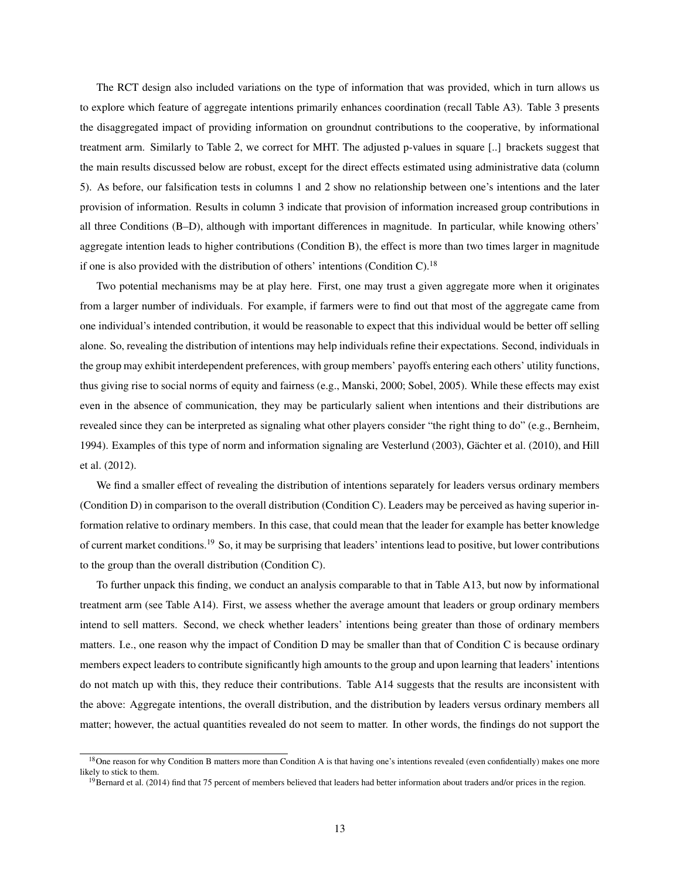The RCT design also included variations on the type of information that was provided, which in turn allows us to explore which feature of aggregate intentions primarily enhances coordination (recall Table A3). Table 3 presents the disaggregated impact of providing information on groundnut contributions to the cooperative, by informational treatment arm. Similarly to Table 2, we correct for MHT. The adjusted p-values in square [..] brackets suggest that the main results discussed below are robust, except for the direct effects estimated using administrative data (column 5). As before, our falsification tests in columns 1 and 2 show no relationship between one's intentions and the later provision of information. Results in column 3 indicate that provision of information increased group contributions in all three Conditions (B–D), although with important differences in magnitude. In particular, while knowing others' aggregate intention leads to higher contributions (Condition B), the effect is more than two times larger in magnitude if one is also provided with the distribution of others' intentions (Condition C).[18]

Two potential mechanisms may be at play here. First, one may trust a given aggregate more when it originates from a larger number of individuals. For example, if farmers were to find out that most of the aggregate came from one individual's intended contribution, it would be reasonable to expect that this individual would be better off selling alone. So, revealing the distribution of intentions may help individuals refine their expectations. Second, individuals in the group may exhibit interdependent preferences, with group members' payoffs entering each others' utility functions, thus giving rise to social norms of equity and fairness (e.g., Manski, 2000; Sobel, 2005). While these effects may exist even in the absence of communication, they may be particularly salient when intentions and their distributions are revealed since they can be interpreted as signaling what other players consider "the right thing to do" (e.g., Bernheim, 1994). Examples of this type of norm and information signaling are Vesterlund (2003), Gächter et al. (2010), and Hill et al. (2012).

We find a smaller effect of revealing the distribution of intentions separately for leaders versus ordinary members (Condition D) in comparison to the overall distribution (Condition C). Leaders may be perceived as having superior information relative to ordinary members. In this case, that could mean that the leader for example has better knowledge of current market conditions.[19] So, it may be surprising that leaders' intentions lead to positive, but lower contributions to the group than the overall distribution (Condition C).

To further unpack this finding, we conduct an analysis comparable to that in Table A13, but now by informational treatment arm (see Table A14). First, we assess whether the average amount that leaders or group ordinary members intend to sell matters. Second, we check whether leaders' intentions being greater than those of ordinary members matters. I.e., one reason why the impact of Condition D may be smaller than that of Condition C is because ordinary members expect leaders to contribute significantly high amounts to the group and upon learning that leaders' intentions do not match up with this, they reduce their contributions. Table A14 suggests that the results are inconsistent with the above: Aggregate intentions, the overall distribution, and the distribution by leaders versus ordinary members all matter; however, the actual quantities revealed do not seem to matter. In other words, the findings do not support the

[18] One reason for why Condition B matters more than Condition A is that having one's intentions revealed (even confidentially) makes one more likely to stick to them.

[19] Bernard et al. (2014) find that 75 percent of members believed that leaders had better information about traders and/or prices in the region.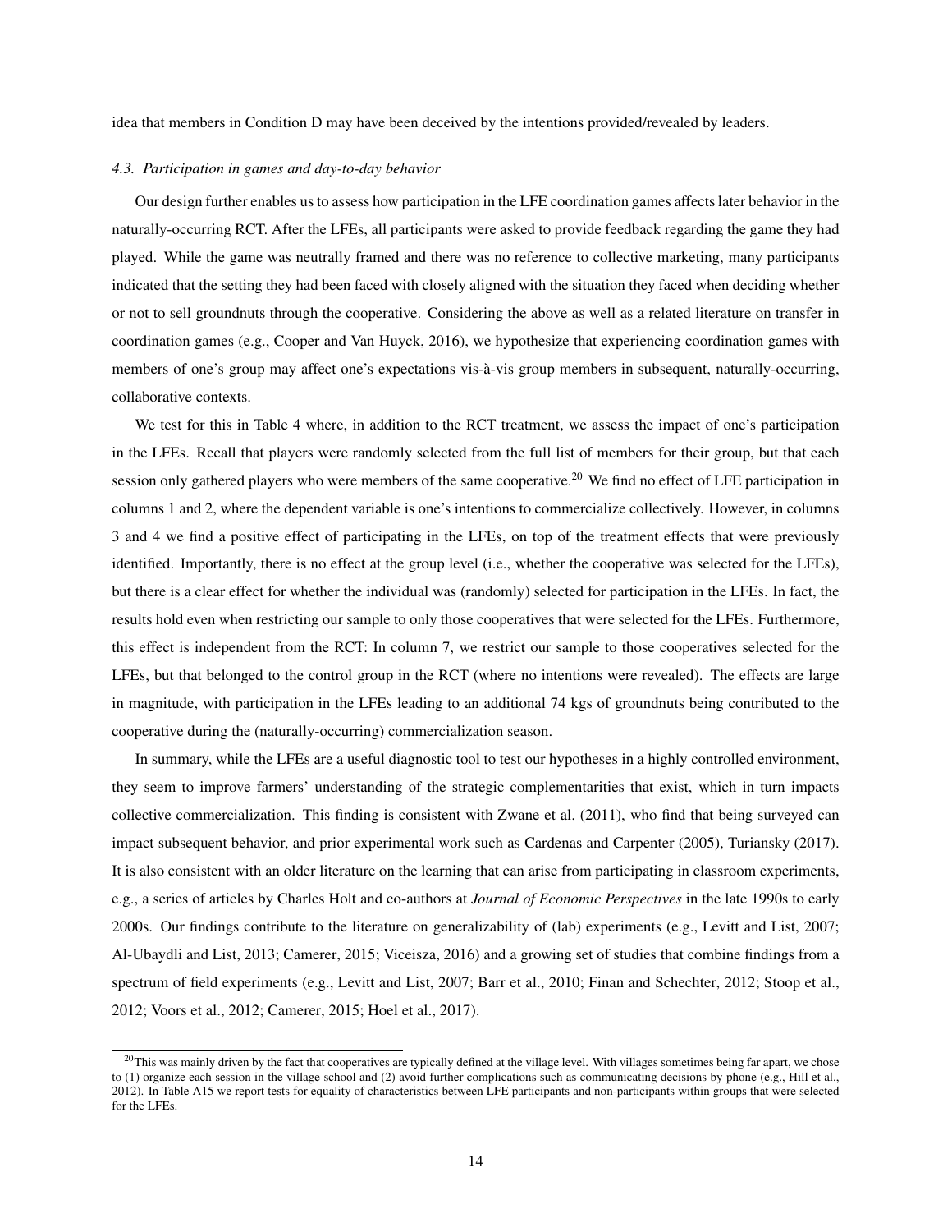idea that members in Condition D may have been deceived by the intentions provided/revealed by leaders.

### *4.3. Participation in games and day-to-day behavior*

Our design further enables us to assess how participation in the LFE coordination games affects later behavior in the naturally-occurring RCT. After the LFEs, all participants were asked to provide feedback regarding the game they had played. While the game was neutrally framed and there was no reference to collective marketing, many participants indicated that the setting they had been faced with closely aligned with the situation they faced when deciding whether or not to sell groundnuts through the cooperative. Considering the above as well as a related literature on transfer in coordination games (e.g., Cooper and Van Huyck, 2016), we hypothesize that experiencing coordination games with members of one's group may affect one's expectations vis-à-vis group members in subsequent, naturally-occurring, collaborative contexts.

We test for this in Table 4 where, in addition to the RCT treatment, we assess the impact of one's participation in the LFEs. Recall that players were randomly selected from the full list of members for their group, but that each session only gathered players who were members of the same cooperative.[20] We find no effect of LFE participation in columns 1 and 2, where the dependent variable is one's intentions to commercialize collectively. However, in columns 3 and 4 we find a positive effect of participating in the LFEs, on top of the treatment effects that were previously identified. Importantly, there is no effect at the group level (i.e., whether the cooperative was selected for the LFEs), but there is a clear effect for whether the individual was (randomly) selected for participation in the LFEs. In fact, the results hold even when restricting our sample to only those cooperatives that were selected for the LFEs. Furthermore, this effect is independent from the RCT: In column 7, we restrict our sample to those cooperatives selected for the LFEs, but that belonged to the control group in the RCT (where no intentions were revealed). The effects are large in magnitude, with participation in the LFEs leading to an additional 74 kgs of groundnuts being contributed to the cooperative during the (naturally-occurring) commercialization season.

In summary, while the LFEs are a useful diagnostic tool to test our hypotheses in a highly controlled environment, they seem to improve farmers' understanding of the strategic complementarities that exist, which in turn impacts collective commercialization. This finding is consistent with Zwane et al. (2011), who find that being surveyed can impact subsequent behavior, and prior experimental work such as Cardenas and Carpenter (2005), Turiansky (2017). It is also consistent with an older literature on the learning that can arise from participating in classroom experiments, e.g., a series of articles by Charles Holt and co-authors at *Journal of Economic Perspectives* in the late 1990s to early 2000s. Our findings contribute to the literature on generalizability of (lab) experiments (e.g., Levitt and List, 2007; Al-Ubaydli and List, 2013; Camerer, 2015; Viceisza, 2016) and a growing set of studies that combine findings from a spectrum of field experiments (e.g., Levitt and List, 2007; Barr et al., 2010; Finan and Schechter, 2012; Stoop et al., 2012; Voors et al., 2012; Camerer, 2015; Hoel et al., 2017).

[20] This was mainly driven by the fact that cooperatives are typically defined at the village level. With villages sometimes being far apart, we chose to (1) organize each session in the village school and (2) avoid further complications such as communicating decisions by phone (e.g., Hill et al., 2012). In Table A15 we report tests for equality of characteristics between LFE participants and non-participants within groups that were selected for the LFEs.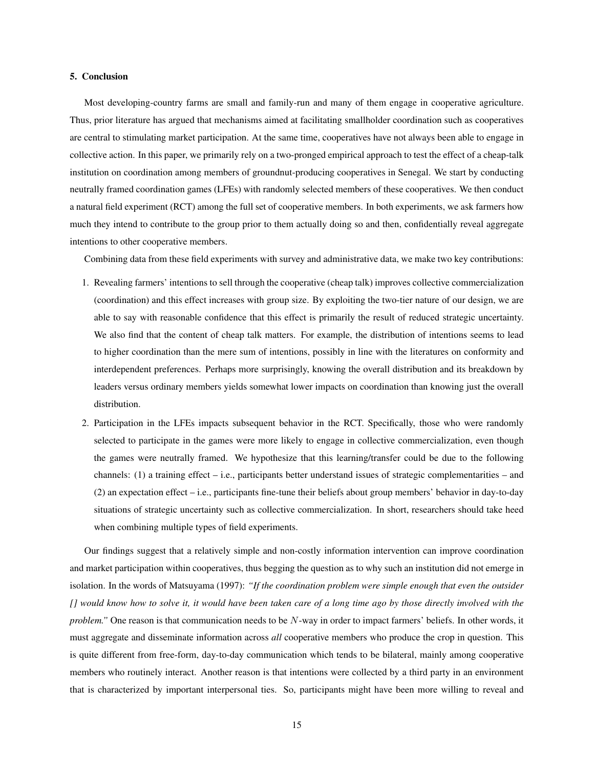## 5. Conclusion

Most developing-country farms are small and family-run and many of them engage in cooperative agriculture. Thus, prior literature has argued that mechanisms aimed at facilitating smallholder coordination such as cooperatives are central to stimulating market participation. At the same time, cooperatives have not always been able to engage in collective action. In this paper, we primarily rely on a two-pronged empirical approach to test the effect of a cheap-talk institution on coordination among members of groundnut-producing cooperatives in Senegal. We start by conducting neutrally framed coordination games (LFEs) with randomly selected members of these cooperatives. We then conduct a natural field experiment (RCT) among the full set of cooperative members. In both experiments, we ask farmers how much they intend to contribute to the group prior to them actually doing so and then, confidentially reveal aggregate intentions to other cooperative members.

Combining data from these field experiments with survey and administrative data, we make two key contributions:

1. Revealing farmers' intentions to sell through the cooperative (cheap talk) improves collective commercialization (coordination) and this effect increases with group size. By exploiting the two-tier nature of our design, we are able to say with reasonable confidence that this effect is primarily the result of reduced strategic uncertainty. We also find that the content of cheap talk matters. For example, the distribution of intentions seems to lead to higher coordination than the mere sum of intentions, possibly in line with the literatures on conformity and interdependent preferences. Perhaps more surprisingly, knowing the overall distribution and its breakdown by leaders versus ordinary members yields somewhat lower impacts on coordination than knowing just the overall distribution.
2. Participation in the LFEs impacts subsequent behavior in the RCT. Specifically, those who were randomly selected to participate in the games were more likely to engage in collective commercialization, even though the games were neutrally framed. We hypothesize that this learning/transfer could be due to the following channels: (1) a training effect – i.e., participants better understand issues of strategic complementarities – and (2) an expectation effect – i.e., participants fine-tune their beliefs about group members' behavior in day-to-day situations of strategic uncertainty such as collective commercialization. In short, researchers should take heed when combining multiple types of field experiments.

Our findings suggest that a relatively simple and non-costly information intervention can improve coordination and market participation within cooperatives, thus begging the question as to why such an institution did not emerge in isolation. In the words of Matsuyama (1997): *"If the coordination problem were simple enough that even the outsider [] would know how to solve it, it would have been taken care of a long time ago by those directly involved with the problem."* One reason is that communication needs to be $N$-way in order to impact farmers' beliefs. In other words, it must aggregate and disseminate information across *all* cooperative members who produce the crop in question. This is quite different from free-form, day-to-day communication which tends to be bilateral, mainly among cooperative members who routinely interact. Another reason is that intentions were collected by a third party in an environment that is characterized by important interpersonal ties. So, participants might have been more willing to reveal and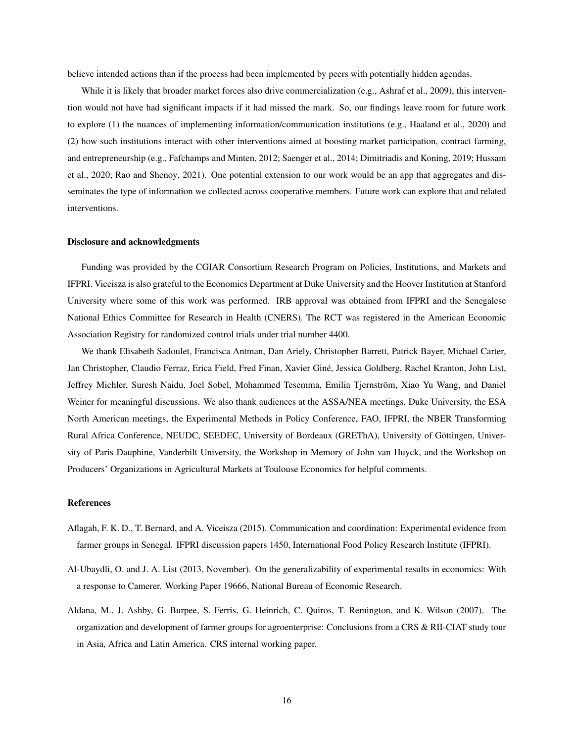believe intended actions than if the process had been implemented by peers with potentially hidden agendas.

While it is likely that broader market forces also drive commercialization (e.g., Ashraf et al., 2009), this intervention would not have had significant impacts if it had missed the mark. So, our findings leave room for future work to explore (1) the nuances of implementing information/communication institutions (e.g., Haaland et al., 2020) and (2) how such institutions interact with other interventions aimed at boosting market participation, contract farming, and entrepreneurship (e.g., Fafchamps and Minten, 2012; Saenger et al., 2014; Dimitriadis and Koning, 2019; Hussam et al., 2020; Rao and Shenoy, 2021). One potential extension to our work would be an app that aggregates and disseminates the type of information we collected across cooperative members. Future work can explore that and related interventions.

### Disclosure and acknowledgments

Funding was provided by the CGIAR Consortium Research Program on Policies, Institutions, and Markets and IFPRI. Viceisza is also grateful to the Economics Department at Duke University and the Hoover Institution at Stanford University where some of this work was performed. IRB approval was obtained from IFPRI and the Senegalese National Ethics Committee for Research in Health (CNERS). The RCT was registered in the American Economic Association Registry for randomized control trials under trial number 4400.

We thank Elisabeth Sadoulet, Francisca Antman, Dan Ariely, Christopher Barrett, Patrick Bayer, Michael Carter, Jan Christopher, Claudio Ferraz, Erica Field, Fred Finan, Xavier Giné, Jessica Goldberg, Rachel Kranton, John List, Jeffrey Michler, Suresh Naidu, Joel Sobel, Mohammed Tesemma, Emilia Tjernström, Xiao Yu Wang, and Daniel Weiner for meaningful discussions. We also thank audiences at the ASSA/NEA meetings, Duke University, the ESA North American meetings, the Experimental Methods in Policy Conference, FAO, IFPRI, the NBER Transforming Rural Africa Conference, NEUDC, SEEDEC, University of Bordeaux (GREThA), University of Göttingen, University of Paris Dauphine, Vanderbilt University, the Workshop in Memory of John van Huyck, and the Workshop on Producers' Organizations in Agricultural Markets at Toulouse Economics for helpful comments.

### References

Aflagah, F. K. D., T. Bernard, and A. Viceisza (2015). Communication and coordination: Experimental evidence from farmer groups in Senegal. IFPRI discussion papers 1450, International Food Policy Research Institute (IFPRI).

Al-Ubaydli, O. and J. A. List (2013, November). On the generalizability of experimental results in economics: With a response to Camerer. Working Paper 19666, National Bureau of Economic Research.

Aldana, M., J. Ashby, G. Burpee, S. Ferris, G. Heinrich, C. Quiros, T. Remington, and K. Wilson (2007). The organization and development of farmer groups for agroenterprise: Conclusions from a CRS & RII-CIAT study tour in Asia, Africa and Latin America. CRS internal working paper.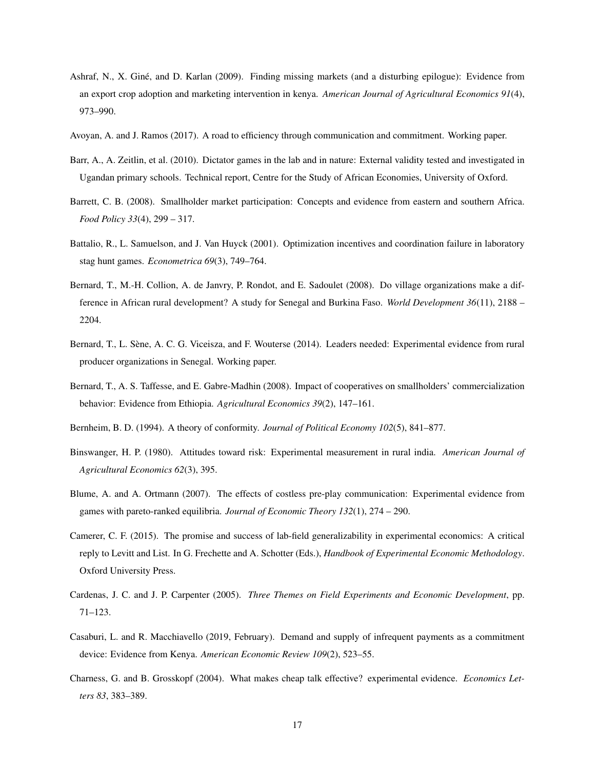Ashraf, N., X. Giné, and D. Karlan (2009). Finding missing markets (and a disturbing epilogue): Evidence from an export crop adoption and marketing intervention in kenya. *American Journal of Agricultural Economics 91*(4), 973–990.

Avoyan, A. and J. Ramos (2017). A road to efficiency through communication and commitment. Working paper.

Barr, A., A. Zeitlin, et al. (2010). Dictator games in the lab and in nature: External validity tested and investigated in Ugandan primary schools. Technical report, Centre for the Study of African Economies, University of Oxford.

Barrett, C. B. (2008). Smallholder market participation: Concepts and evidence from eastern and southern Africa. *Food Policy 33*(4), 299 – 317.

Battalio, R., L. Samuelson, and J. Van Huyck (2001). Optimization incentives and coordination failure in laboratory stag hunt games. *Econometrica 69*(3), 749–764.

Bernard, T., M.-H. Collion, A. de Janvry, P. Rondot, and E. Sadoulet (2008). Do village organizations make a difference in African rural development? A study for Senegal and Burkina Faso. *World Development 36*(11), 2188 – 2204.

Bernard, T., L. Sène, A. C. G. Viceisza, and F. Wouterse (2014). Leaders needed: Experimental evidence from rural producer organizations in Senegal. Working paper.

Bernard, T., A. S. Taffesse, and E. Gabre-Madhin (2008). Impact of cooperatives on smallholders' commercialization behavior: Evidence from Ethiopia. *Agricultural Economics 39*(2), 147–161.

Bernheim, B. D. (1994). A theory of conformity. *Journal of Political Economy 102*(5), 841–877.

Binswanger, H. P. (1980). Attitudes toward risk: Experimental measurement in rural india. *American Journal of Agricultural Economics 62*(3), 395.

Blume, A. and A. Ortmann (2007). The effects of costless pre-play communication: Experimental evidence from games with pareto-ranked equilibria. *Journal of Economic Theory 132*(1), 274 – 290.

Camerer, C. F. (2015). The promise and success of lab-field generalizability in experimental economics: A critical reply to Levitt and List. In G. Frechette and A. Schotter (Eds.), *Handbook of Experimental Economic Methodology*. Oxford University Press.

Cardenas, J. C. and J. P. Carpenter (2005). *Three Themes on Field Experiments and Economic Development*, pp. 71–123.

Casaburi, L. and R. Macchiavello (2019, February). Demand and supply of infrequent payments as a commitment device: Evidence from Kenya. *American Economic Review 109*(2), 523–55.

Charness, G. and B. Grosskopf (2004). What makes cheap talk effective? experimental evidence. *Economics Letters 83*, 383–389.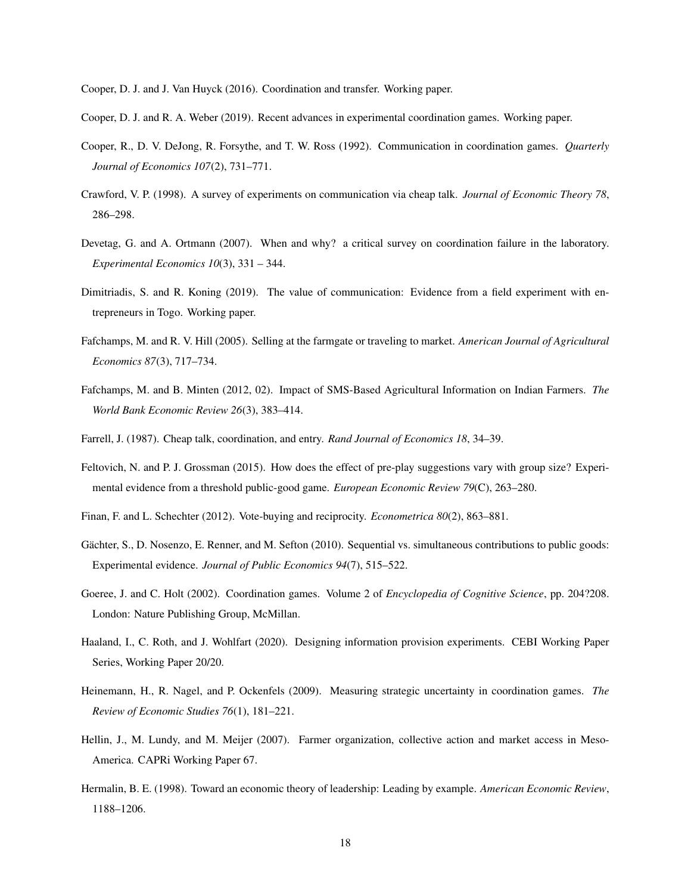Cooper, D. J. and J. Van Huyck (2016). Coordination and transfer. Working paper.

Cooper, D. J. and R. A. Weber (2019). Recent advances in experimental coordination games. Working paper.

Cooper, R., D. V. DeJong, R. Forsythe, and T. W. Ross (1992). Communication in coordination games. *Quarterly Journal of Economics 107*(2), 731–771.

Crawford, V. P. (1998). A survey of experiments on communication via cheap talk. *Journal of Economic Theory 78*, 286–298.

Devetag, G. and A. Ortmann (2007). When and why? a critical survey on coordination failure in the laboratory. *Experimental Economics 10*(3), 331 – 344.

Dimitriadis, S. and R. Koning (2019). The value of communication: Evidence from a field experiment with entrepreneurs in Togo. Working paper.

Fafchamps, M. and R. V. Hill (2005). Selling at the farmgate or traveling to market. *American Journal of Agricultural Economics 87*(3), 717–734.

Fafchamps, M. and B. Minten (2012, 02). Impact of SMS-Based Agricultural Information on Indian Farmers. *The World Bank Economic Review 26*(3), 383–414.

Farrell, J. (1987). Cheap talk, coordination, and entry. *Rand Journal of Economics 18*, 34–39.

Feltovich, N. and P. J. Grossman (2015). How does the effect of pre-play suggestions vary with group size? Experimental evidence from a threshold public-good game. *European Economic Review 79*(C), 263–280.

Finan, F. and L. Schechter (2012). Vote-buying and reciprocity. *Econometrica 80*(2), 863–881.

Gächter, S., D. Nosenzo, E. Renner, and M. Sefton (2010). Sequential vs. simultaneous contributions to public goods: Experimental evidence. *Journal of Public Economics 94*(7), 515–522.

Goeree, J. and C. Holt (2002). Coordination games. Volume 2 of *Encyclopedia of Cognitive Science*, pp. 204?208. London: Nature Publishing Group, McMillan.

Haaland, I., C. Roth, and J. Wohlfart (2020). Designing information provision experiments. CEBI Working Paper Series, Working Paper 20/20.

Heinemann, H., R. Nagel, and P. Ockenfels (2009). Measuring strategic uncertainty in coordination games. *The Review of Economic Studies 76*(1), 181–221.

Hellin, J., M. Lundy, and M. Meijer (2007). Farmer organization, collective action and market access in Meso-America. CAPRi Working Paper 67.

Hermalin, B. E. (1998). Toward an economic theory of leadership: Leading by example. *American Economic Review*, 1188–1206.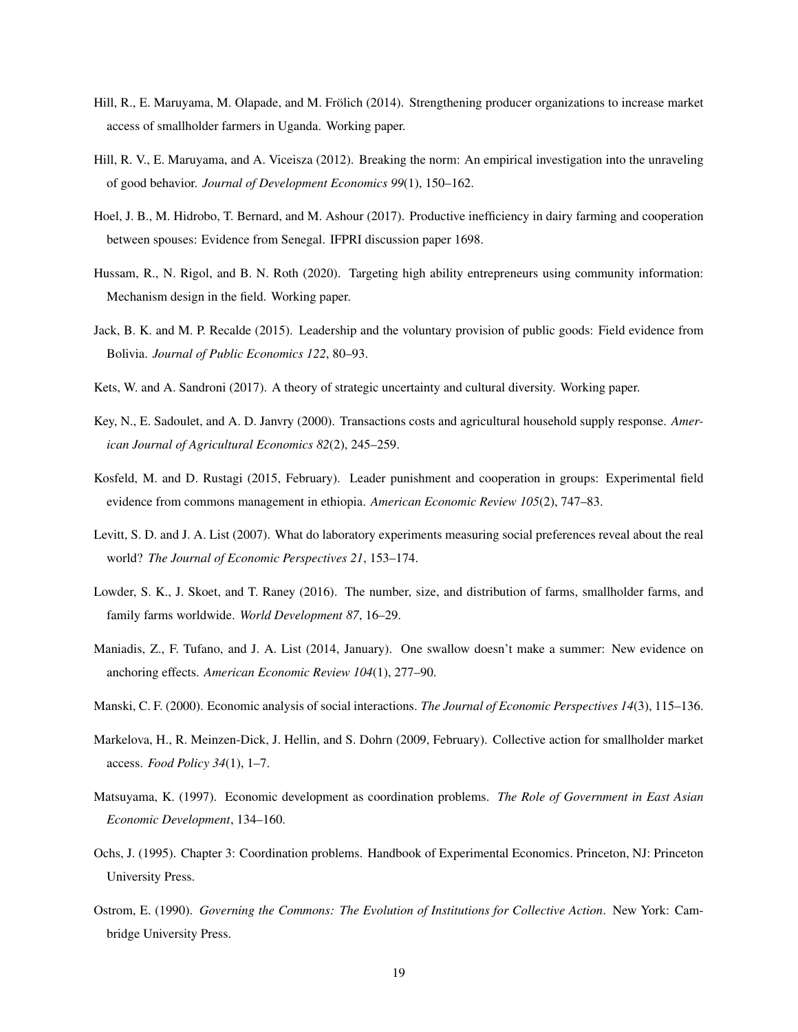Hill, R., E. Maruyama, M. Olapade, and M. Frölich (2014). Strengthening producer organizations to increase market access of smallholder farmers in Uganda. Working paper.

Hill, R. V., E. Maruyama, and A. Viceisza (2012). Breaking the norm: An empirical investigation into the unraveling of good behavior. *Journal of Development Economics 99*(1), 150–162.

Hoel, J. B., M. Hidrobo, T. Bernard, and M. Ashour (2017). Productive inefficiency in dairy farming and cooperation between spouses: Evidence from Senegal. IFPRI discussion paper 1698.

Hussam, R., N. Rigol, and B. N. Roth (2020). Targeting high ability entrepreneurs using community information: Mechanism design in the field. Working paper.

Jack, B. K. and M. P. Recalde (2015). Leadership and the voluntary provision of public goods: Field evidence from Bolivia. *Journal of Public Economics 122*, 80–93.

Kets, W. and A. Sandroni (2017). A theory of strategic uncertainty and cultural diversity. Working paper.

Key, N., E. Sadoulet, and A. D. Janvry (2000). Transactions costs and agricultural household supply response. *American Journal of Agricultural Economics 82*(2), 245–259.

Kosfeld, M. and D. Rustagi (2015, February). Leader punishment and cooperation in groups: Experimental field evidence from commons management in ethiopia. *American Economic Review 105*(2), 747–83.

Levitt, S. D. and J. A. List (2007). What do laboratory experiments measuring social preferences reveal about the real world? *The Journal of Economic Perspectives 21*, 153–174.

Lowder, S. K., J. Skoet, and T. Raney (2016). The number, size, and distribution of farms, smallholder farms, and family farms worldwide. *World Development 87*, 16–29.

Maniadis, Z., F. Tufano, and J. A. List (2014, January). One swallow doesn't make a summer: New evidence on anchoring effects. *American Economic Review 104*(1), 277–90.

Manski, C. F. (2000). Economic analysis of social interactions. *The Journal of Economic Perspectives 14*(3), 115–136.

Markelova, H., R. Meinzen-Dick, J. Hellin, and S. Dohrn (2009, February). Collective action for smallholder market access. *Food Policy 34*(1), 1–7.

Matsuyama, K. (1997). Economic development as coordination problems. *The Role of Government in East Asian Economic Development*, 134–160.

Ochs, J. (1995). Chapter 3: Coordination problems. Handbook of Experimental Economics. Princeton, NJ: Princeton University Press.

Ostrom, E. (1990). *Governing the Commons: The Evolution of Institutions for Collective Action*. New York: Cambridge University Press.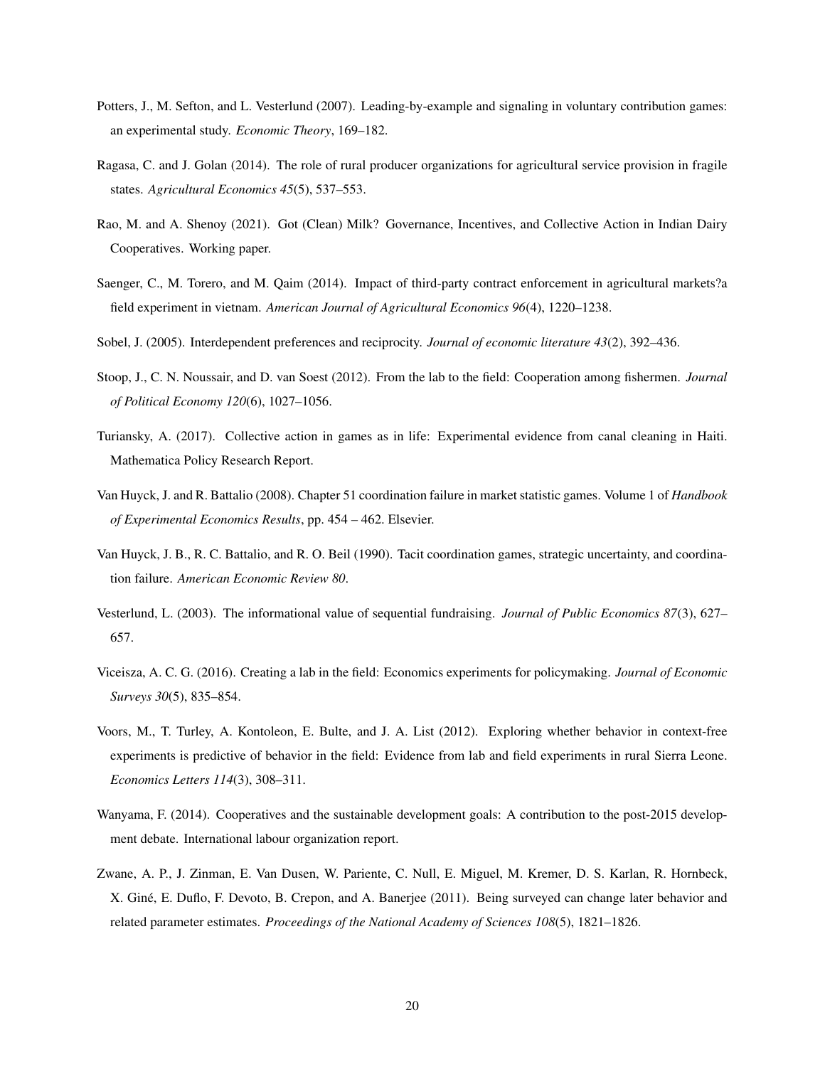Potters, J., M. Sefton, and L. Vesterlund (2007). Leading-by-example and signaling in voluntary contribution games: an experimental study. *Economic Theory*, 169–182.

Ragasa, C. and J. Golan (2014). The role of rural producer organizations for agricultural service provision in fragile states. *Agricultural Economics 45*(5), 537–553.

Rao, M. and A. Shenoy (2021). Got (Clean) Milk? Governance, Incentives, and Collective Action in Indian Dairy Cooperatives. Working paper.

Saenger, C., M. Torero, and M. Qaim (2014). Impact of third-party contract enforcement in agricultural markets?a field experiment in vietnam. *American Journal of Agricultural Economics 96*(4), 1220–1238.

Sobel, J. (2005). Interdependent preferences and reciprocity. *Journal of economic literature 43*(2), 392–436.

Stoop, J., C. N. Noussair, and D. van Soest (2012). From the lab to the field: Cooperation among fishermen. *Journal of Political Economy 120*(6), 1027–1056.

Turiansky, A. (2017). Collective action in games as in life: Experimental evidence from canal cleaning in Haiti. Mathematica Policy Research Report.

Van Huyck, J. and R. Battalio (2008). Chapter 51 coordination failure in market statistic games. Volume 1 of *Handbook of Experimental Economics Results*, pp. 454 – 462. Elsevier.

Van Huyck, J. B., R. C. Battalio, and R. O. Beil (1990). Tacit coordination games, strategic uncertainty, and coordination failure. *American Economic Review 80*.

Vesterlund, L. (2003). The informational value of sequential fundraising. *Journal of Public Economics 87*(3), 627–657.

Viceisza, A. C. G. (2016). Creating a lab in the field: Economics experiments for policymaking. *Journal of Economic Surveys 30*(5), 835–854.

Voors, M., T. Turley, A. Kontoleon, E. Bulte, and J. A. List (2012). Exploring whether behavior in context-free experiments is predictive of behavior in the field: Evidence from lab and field experiments in rural Sierra Leone. *Economics Letters 114*(3), 308–311.

Wanyama, F. (2014). Cooperatives and the sustainable development goals: A contribution to the post-2015 development debate. International labour organization report.

Zwane, A. P., J. Zinman, E. Van Dusen, W. Pariente, C. Null, E. Miguel, M. Kremer, D. S. Karlan, R. Hornbeck, X. Giné, E. Duflo, F. Devoto, B. Crepon, and A. Banerjee (2011). Being surveyed can change later behavior and related parameter estimates. *Proceedings of the National Academy of Sciences 108*(5), 1821–1826.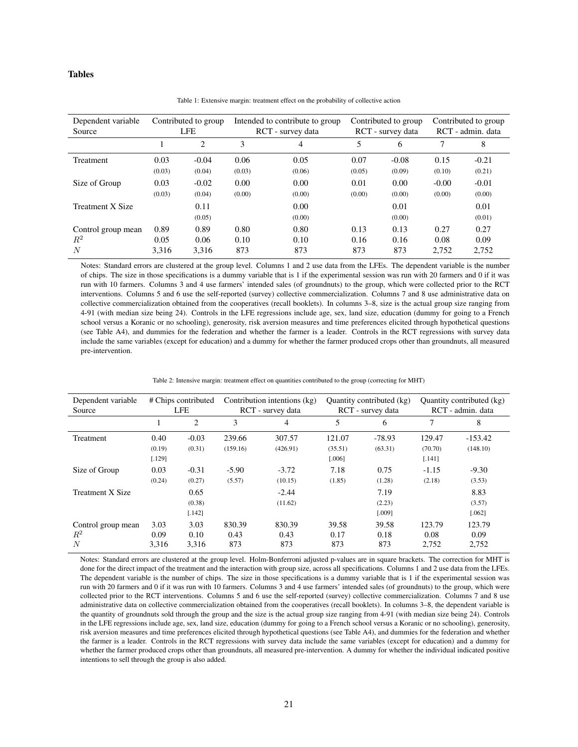## Tables

Table 1: Extensive margin: treatment effect on the probability of collective action

| Dependent variable | Contributed to group | | Intended to contribute to group | | Contributed to group | | Contributed to group | |
|---|---|---|---|---|---|---|---|---|
| Source | LFE | | RCT - survey data | | RCT - survey data | | RCT - admin. data | |
| | 1 | 2 | 3 | 4 | 5 | 6 | 7 | 8 |
| Treatment | 0.03 | -0.04 | 0.06 | 0.05 | 0.07 | -0.08 | 0.15 | -0.21 |
| | (0.03) | (0.04) | (0.03) | (0.06) | (0.05) | (0.09) | (0.10) | (0.21) |
| Size of Group | 0.03 | -0.02 | 0.00 | 0.00 | 0.01 | 0.00 | -0.00 | -0.01 |
| | (0.03) | (0.04) | (0.00) | (0.00) | (0.00) | (0.00) | (0.00) | (0.00) |
| Treatment X Size | | 0.11 | | 0.00 | | 0.01 | | 0.01 |
| | | (0.05) | | (0.00) | | (0.00) | | (0.01) |
| Control group mean | 0.89 | 0.89 | 0.80 | 0.80 | 0.13 | 0.13 | 0.27 | 0.27 |
| $R^2$ | 0.05 | 0.06 | 0.10 | 0.10 | 0.16 | 0.16 | 0.08 | 0.09 |
| $N$ | 3,316 | 3,316 | 873 | 873 | 873 | 873 | 2,752 | 2,752 |

Notes: Standard errors are clustered at the group level. Columns 1 and 2 use data from the LFEs. The dependent variable is the number of chips. The size in those specifications is a dummy variable that is 1 if the experimental session was run with 20 farmers and 0 if it was run with 10 farmers. Columns 3 and 4 use farmers' intended sales (of groundnuts) to the group, which were collected prior to the RCT interventions. Columns 5 and 6 use the self-reported (survey) collective commercialization. Columns 7 and 8 use administrative data on collective commercialization obtained from the cooperatives (recall booklets). In columns 3–8, size is the actual group size ranging from 4-91 (with median size being 24). Controls in the LFE regressions include age, sex, land size, education (dummy for going to a French school versus a Koranic or no schooling), generosity, risk aversion measures and time preferences elicited through hypothetical questions (see Table A4), and dummies for the federation and whether the farmer is a leader. Controls in the RCT regressions with survey data include the same variables (except for education) and a dummy for whether the farmer produced crops other than groundnuts, all measured pre-intervention.

Table 2: Intensive margin: treatment effect on quantities contributed to the group (correcting for MHT)

| Dependent variable | # Chips contributed | | Contribution intentions (kg) | | Quantity contributed (kg) | | Quantity contributed (kg) | |
|---|---|---|---|---|---|---|---|---|
| Source | LFE | | RCT - survey data | | RCT - survey data | | RCT - admin. data | |
| | 1 | 2 | 3 | 4 | 5 | 6 | 7 | 8 |
| Treatment | 0.40 | -0.03 | 239.66 | 307.57 | 121.07 | -78.93 | 129.47 | -153.42 |
| | (0.19) | (0.31) | (159.16) | (426.91) | (35.51) | (63.31) | (70.70) | (148.10) |
| | [.129] | | | | [.006] | | [.141] | |
| Size of Group | 0.03 | -0.31 | -5.90 | -3.72 | 7.18 | 0.75 | -1.15 | -9.30 |
| | (0.24) | (0.27) | (5.57) | (10.15) | (1.85) | (1.28) | (2.18) | (3.53) |
| Treatment X Size | | 0.65 | | -2.44 | | 7.19 | | 8.83 |
| | | (0.38) | | (11.62) | | (2.23) | | (3.57) |
| | | [.142] | | | | [.009] | | [.062] |
| Control group mean | 3.03 | 3.03 | 830.39 | 830.39 | 39.58 | 39.58 | 123.79 | 123.79 |
| $R^2$ | 0.09 | 0.10 | 0.43 | 0.43 | 0.17 | 0.18 | 0.08 | 0.09 |
| $N$ | 3,316 | 3,316 | 873 | 873 | 873 | 873 | 2,752 | 2,752 |

Notes: Standard errors are clustered at the group level. Holm-Bonferroni adjusted p-values are in square brackets. The correction for MHT is done for the direct impact of the treatment and the interaction with group size, across all specifications. Columns 1 and 2 use data from the LFEs. The dependent variable is the number of chips. The size in those specifications is a dummy variable that is 1 if the experimental session was run with 20 farmers and 0 if it was run with 10 farmers. Columns 3 and 4 use farmers' intended sales (of groundnuts) to the group, which were collected prior to the RCT interventions. Columns 5 and 6 use the self-reported (survey) collective commercialization. Columns 7 and 8 use administrative data on collective commercialization obtained from the cooperatives (recall booklets). In columns 3–8, the dependent variable is the quantity of groundnuts sold through the group and the size is the actual group size ranging from 4-91 (with median size being 24). Controls in the LFE regressions include age, sex, land size, education (dummy for going to a French school versus a Koranic or no schooling), generosity, risk aversion measures and time preferences elicited through hypothetical questions (see Table A4), and dummies for the federation and whether the farmer is a leader. Controls in the RCT regressions with survey data include the same variables (except for education) and a dummy for whether the farmer produced crops other than groundnuts, all measured pre-intervention. A dummy for whether the individual indicated positive intentions to sell through the group is also added.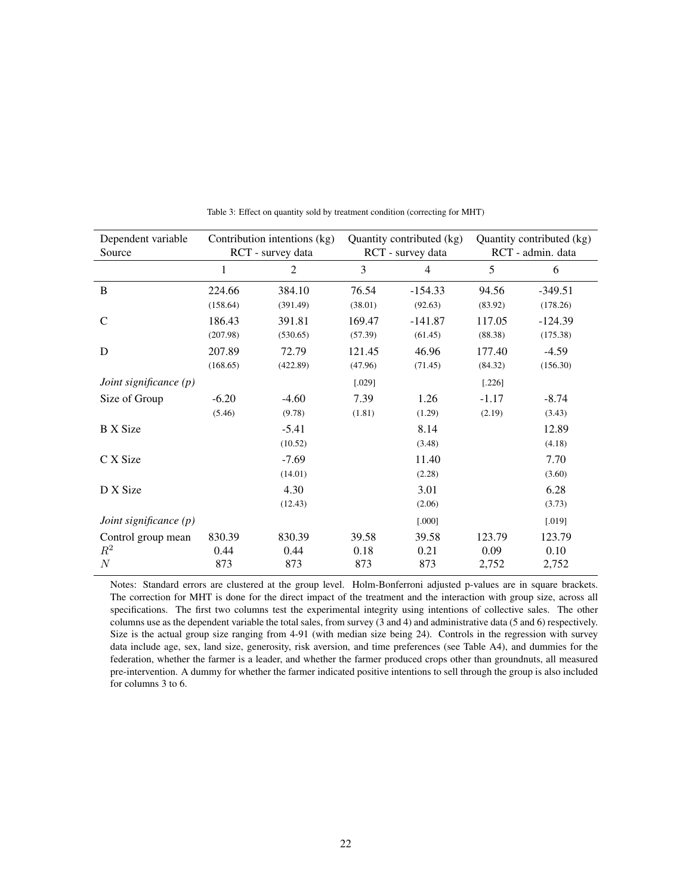Table 3: Effect on quantity sold by treatment condition (correcting for MHT)

| Dependent variable | Contribution intentions (kg) | | Quantity contributed (kg) | | Quantity contributed (kg) | |
|---|---|---|---|---|---|---|
| Source | RCT - survey data | | RCT - survey data | | RCT - admin. data | |
| | 1 | 2 | 3 | 4 | 5 | 6 |
| B | 224.66 | 384.10 | 76.54 | -154.33 | 94.56 | -349.51 |
| | (158.64) | (391.49) | (38.01) | (92.63) | (83.92) | (178.26) |
| C | 186.43 | 391.81 | 169.47 | -141.87 | 117.05 | -124.39 |
| | (207.98) | (530.65) | (57.39) | (61.45) | (88.38) | (175.38) |
| D | 207.89 | 72.79 | 121.45 | 46.96 | 177.40 | -4.59 |
| | (168.65) | (422.89) | (47.96) | (71.45) | (84.32) | (156.30) |
| *Joint significance (p)* | | | [.029] | | [.226] | |
| Size of Group | -6.20 | -4.60 | 7.39 | 1.26 | -1.17 | -8.74 |
| | (5.46) | (9.78) | (1.81) | (1.29) | (2.19) | (3.43) |
| B X Size | | -5.41 | | 8.14 | | 12.89 |
| | | (10.52) | | (3.48) | | (4.18) |
| C X Size | | -7.69 | | 11.40 | | 7.70 |
| | | (14.01) | | (2.28) | | (3.60) |
| D X Size | | 4.30 | | 3.01 | | 6.28 |
| | | (12.43) | | (2.06) | | (3.73) |
| *Joint significance (p)* | | | | [.000] | | [.019] |
| Control group mean | 830.39 | 830.39 | 39.58 | 39.58 | 123.79 | 123.79 |
| $R^2$ | 0.44 | 0.44 | 0.18 | 0.21 | 0.09 | 0.10 |
| $N$ | 873 | 873 | 873 | 873 | 2,752 | 2,752 |

Notes: Standard errors are clustered at the group level. Holm-Bonferroni adjusted p-values are in square brackets. The correction for MHT is done for the direct impact of the treatment and the interaction with group size, across all specifications. The first two columns test the experimental integrity using intentions of collective sales. The other columns use as the dependent variable the total sales, from survey (3 and 4) and administrative data (5 and 6) respectively. Size is the actual group size ranging from 4-91 (with median size being 24). Controls in the regression with survey data include age, sex, land size, generosity, risk aversion, and time preferences (see Table A4), and dummies for the federation, whether the farmer is a leader, and whether the farmer produced crops other than groundnuts, all measured pre-intervention. A dummy for whether the farmer indicated positive intentions to sell through the group is also included for columns 3 to 6.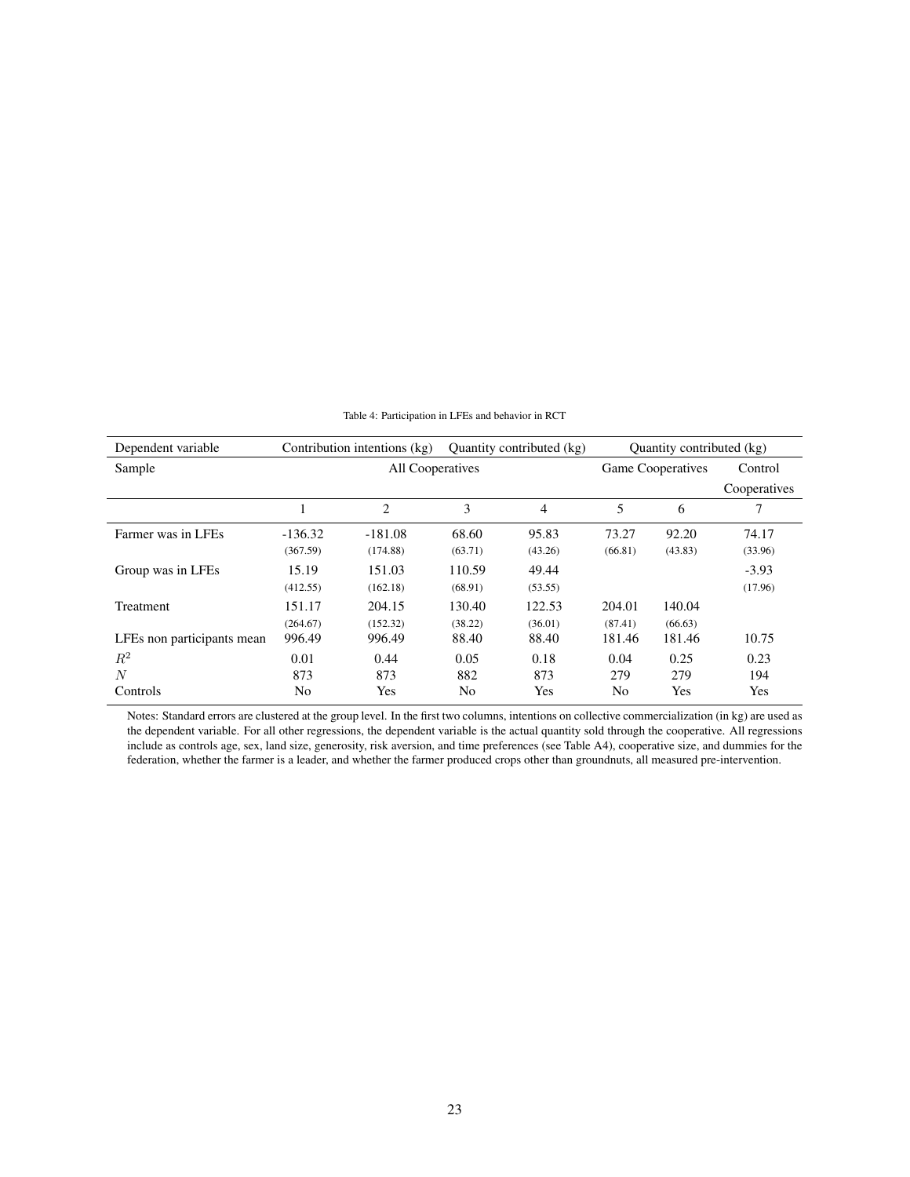Table 4: Participation in LFEs and behavior in RCT

| Dependent variable | Contribution intentions (kg) | | Quantity contributed (kg) | | Quantity contributed (kg) | | |
|---|---|---|---|---|---|---|---|
| Sample | All Cooperatives | | | | Game Cooperatives | | Control Cooperatives |
| | 1 | 2 | 3 | 4 | 5 | 6 | 7 |
| Farmer was in LFEs | -136.32 | -181.08 | 68.60 | 95.83 | 73.27 | 92.20 | 74.17 |
| | (367.59) | (174.88) | (63.71) | (43.26) | (66.81) | (43.83) | (33.96) |
| Group was in LFEs | 15.19 | 151.03 | 110.59 | 49.44 | | | -3.93 |
| | (412.55) | (162.18) | (68.91) | (53.55) | | | (17.96) |
| Treatment | 151.17 | 204.15 | 130.40 | 122.53 | 204.01 | 140.04 | |
| | (264.67) | (152.32) | (38.22) | (36.01) | (87.41) | (66.63) | |
| LFEs non participants mean | 996.49 | 996.49 | 88.40 | 88.40 | 181.46 | 181.46 | 10.75 |
| $R^2$ | 0.01 | 0.44 | 0.05 | 0.18 | 0.04 | 0.25 | 0.23 |
| $N$ | 873 | 873 | 882 | 873 | 279 | 279 | 194 |
| Controls | No | Yes | No | Yes | No | Yes | Yes |

Notes: Standard errors are clustered at the group level. In the first two columns, intentions on collective commercialization (in kg) are used as the dependent variable. For all other regressions, the dependent variable is the actual quantity sold through the cooperative. All regressions include as controls age, sex, land size, generosity, risk aversion, and time preferences (see Table A4), cooperative size, and dummies for the federation, whether the farmer is a leader, and whether the farmer produced crops other than groundnuts, all measured pre-intervention.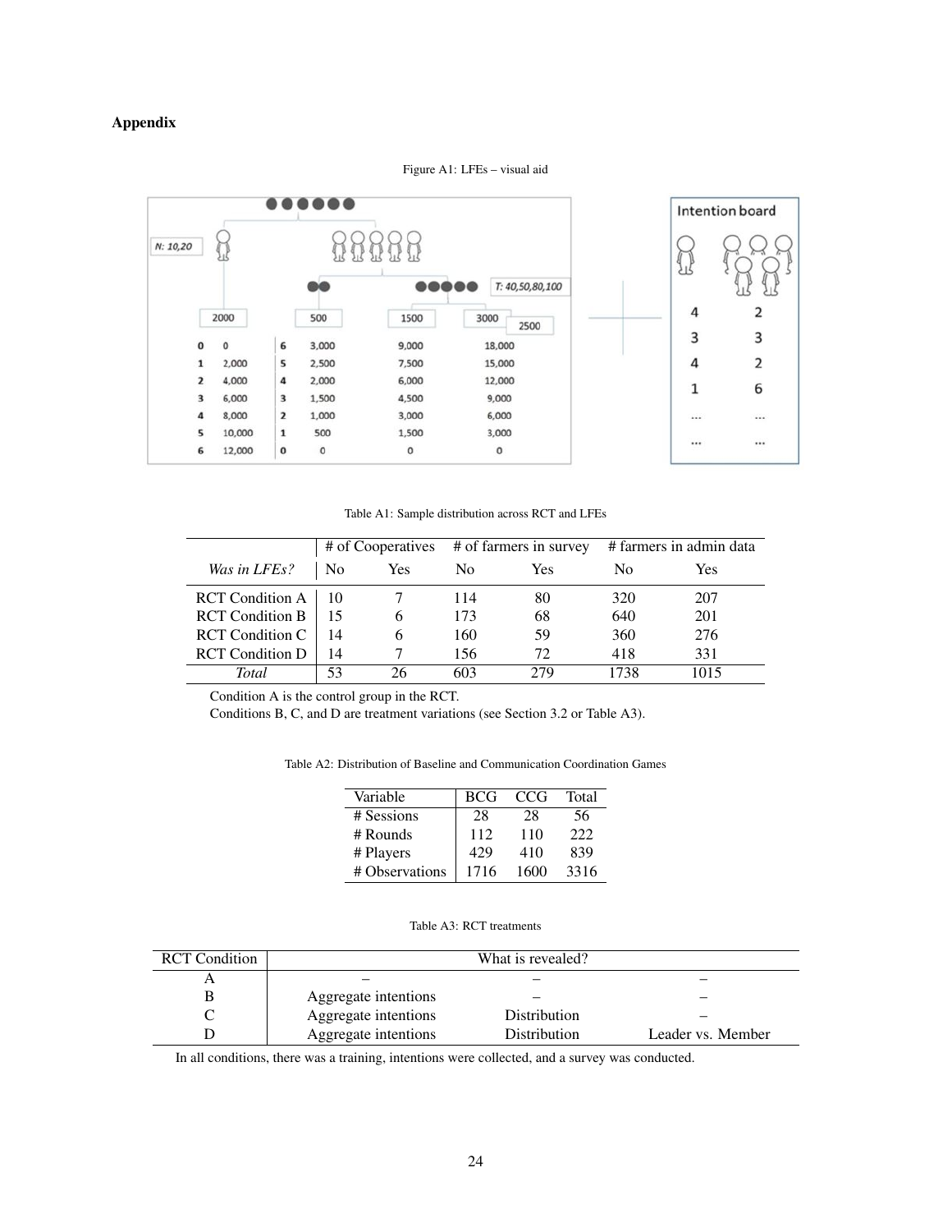## Appendix

Figure A1: LFEs – visual aid

Table A1: Sample distribution across RCT and LFEs

| | # of Cooperatives | | # of farmers in survey | | # farmers in admin data | |
|---|---|---|---|---|---|---|
| *Was in LFEs?* | No | Yes | No | Yes | No | Yes |
| RCT Condition A | 10 | 7 | 114 | 80 | 320 | 207 |
| RCT Condition B | 15 | 6 | 173 | 68 | 640 | 201 |
| RCT Condition C | 14 | 6 | 160 | 59 | 360 | 276 |
| RCT Condition D | 14 | 7 | 156 | 72 | 418 | 331 |
| *Total* | 53 | 26 | 603 | 279 | 1738 | 1015 |

Condition A is the control group in the RCT.
Conditions B, C, and D are treatment variations (see Section 3.2 or Table A3).

Table A2: Distribution of Baseline and Communication Coordination Games

| Variable | BCG | CCG | Total |
|---|---|---|---|
| # Sessions | 28 | 28 | 56 |
| # Rounds | 112 | 110 | 222 |
| # Players | 429 | 410 | 839 |
| # Observations | 1716 | 1600 | 3316 |

Table A3: RCT treatments

| RCT Condition | What is revealed? | | |
|---|---|---|---|
| A | – | – | – |
| B | Aggregate intentions | – | – |
| C | Aggregate intentions | Distribution | – |
| D | Aggregate intentions | Distribution | Leader vs. Member |

In all conditions, there was a training, intentions were collected, and a survey was conducted.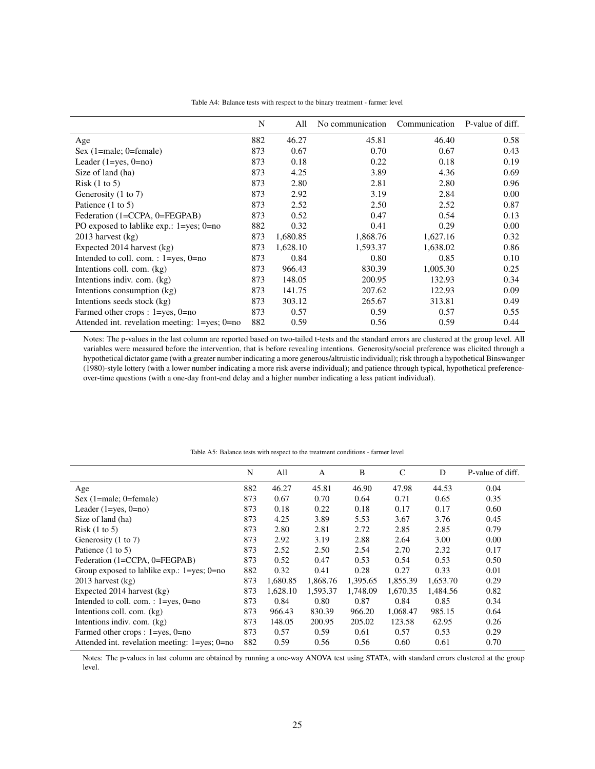Table A4: Balance tests with respect to the binary treatment - farmer level

| | N | All | No communication | Communication | P-value of diff. |
|---|---|---|---|---|---|
| Age | 882 | 46.27 | 45.81 | 46.40 | 0.58 |
| Sex (1=male; 0=female) | 873 | 0.67 | 0.70 | 0.67 | 0.43 |
| Leader (1=yes, 0=no) | 873 | 0.18 | 0.22 | 0.18 | 0.19 |
| Size of land (ha) | 873 | 4.25 | 3.89 | 4.36 | 0.69 |
| Risk (1 to 5) | 873 | 2.80 | 2.81 | 2.80 | 0.96 |
| Generosity (1 to 7) | 873 | 2.92 | 3.19 | 2.84 | 0.00 |
| Patience (1 to 5) | 873 | 2.52 | 2.50 | 2.52 | 0.87 |
| Federation (1=CCPA, 0=FEGPAB) | 873 | 0.52 | 0.47 | 0.54 | 0.13 |
| PO exposed to lablike exp.: 1=yes; 0=no | 882 | 0.32 | 0.41 | 0.29 | 0.00 |
| 2013 harvest (kg) | 873 | 1,680.85 | 1,868.76 | 1,627.16 | 0.32 |
| Expected 2014 harvest (kg) | 873 | 1,628.10 | 1,593.37 | 1,638.02 | 0.86 |
| Intended to coll. com. : 1=yes, 0=no | 873 | 0.84 | 0.80 | 0.85 | 0.10 |
| Intentions coll. com. (kg) | 873 | 966.43 | 830.39 | 1,005.30 | 0.25 |
| Intentions indiv. com. (kg) | 873 | 148.05 | 200.95 | 132.93 | 0.34 |
| Intentions consumption (kg) | 873 | 141.75 | 207.62 | 122.93 | 0.09 |
| Intentions seeds stock (kg) | 873 | 303.12 | 265.67 | 313.81 | 0.49 |
| Farmed other crops : 1=yes, 0=no | 873 | 0.57 | 0.59 | 0.57 | 0.55 |
| Attended int. revelation meeting: 1=yes; 0=no | 882 | 0.59 | 0.56 | 0.59 | 0.44 |

Notes: The p-values in the last column are reported based on two-tailed t-tests and the standard errors are clustered at the group level. All variables were measured before the intervention, that is before revealing intentions. Generosity/social preference was elicited through a hypothetical dictator game (with a greater number indicating a more generous/altruistic individual); risk through a hypothetical Binswanger (1980)-style lottery (with a lower number indicating a more risk averse individual); and patience through typical, hypothetical preference-over-time questions (with a one-day front-end delay and a higher number indicating a less patient individual).

Table A5: Balance tests with respect to the treatment conditions - farmer level

| | N | All | A | B | C | D | P-value of diff. |
|---|---|---|---|---|---|---|---|
| Age | 882 | 46.27 | 45.81 | 46.90 | 47.98 | 44.53 | 0.04 |
| Sex (1=male; 0=female) | 873 | 0.67 | 0.70 | 0.64 | 0.71 | 0.65 | 0.35 |
| Leader (1=yes, 0=no) | 873 | 0.18 | 0.22 | 0.18 | 0.17 | 0.17 | 0.60 |
| Size of land (ha) | 873 | 4.25 | 3.89 | 5.53 | 3.67 | 3.76 | 0.45 |
| Risk (1 to 5) | 873 | 2.80 | 2.81 | 2.72 | 2.85 | 2.85 | 0.79 |
| Generosity (1 to 7) | 873 | 2.92 | 3.19 | 2.88 | 2.64 | 3.00 | 0.00 |
| Patience (1 to 5) | 873 | 2.52 | 2.50 | 2.54 | 2.70 | 2.32 | 0.17 |
| Federation (1=CCPA, 0=FEGPAB) | 873 | 0.52 | 0.47 | 0.53 | 0.54 | 0.53 | 0.50 |
| Group exposed to lablike exp.: 1=yes; 0=no | 882 | 0.32 | 0.41 | 0.28 | 0.27 | 0.33 | 0.01 |
| 2013 harvest (kg) | 873 | 1,680.85 | 1,868.76 | 1,395.65 | 1,855.39 | 1,653.70 | 0.29 |
| Expected 2014 harvest (kg) | 873 | 1,628.10 | 1,593.37 | 1,748.09 | 1,670.35 | 1,484.56 | 0.82 |
| Intended to coll. com. : 1=yes, 0=no | 873 | 0.84 | 0.80 | 0.87 | 0.84 | 0.85 | 0.34 |
| Intentions coll. com. (kg) | 873 | 966.43 | 830.39 | 966.20 | 1,068.47 | 985.15 | 0.64 |
| Intentions indiv. com. (kg) | 873 | 148.05 | 200.95 | 205.02 | 123.58 | 62.95 | 0.26 |
| Farmed other crops : 1=yes, 0=no | 873 | 0.57 | 0.59 | 0.61 | 0.57 | 0.53 | 0.29 |
| Attended int. revelation meeting: 1=yes; 0=no | 882 | 0.59 | 0.56 | 0.56 | 0.60 | 0.61 | 0.70 |

Notes: The p-values in last column are obtained by running a one-way ANOVA test using STATA, with standard errors clustered at the group level.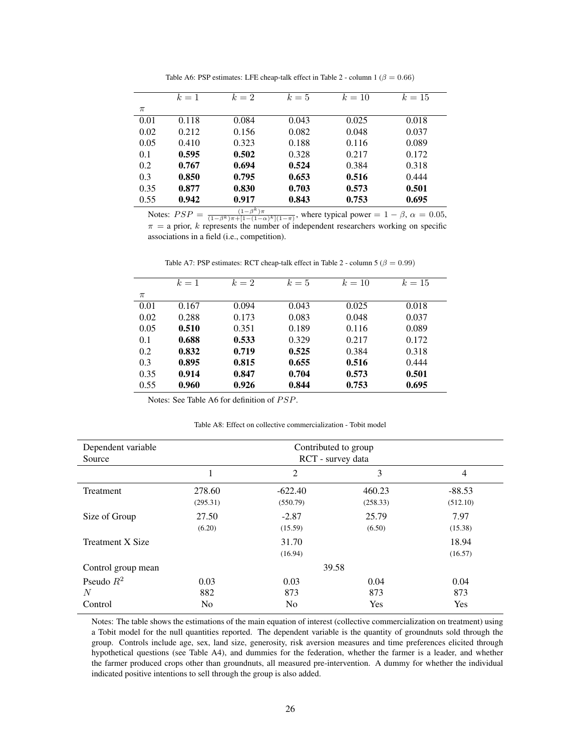Table A6: PSP estimates: LFE cheap-talk effect in Table 2 - column 1 ($\beta = 0.66$)

| $\pi$ | $k = 1$ | $k = 2$ | $k = 5$ | $k = 10$ | $k = 15$ |
|---|---|---|---|---|---|
| 0.01 | 0.118 | 0.084 | 0.043 | 0.025 | 0.018 |
| 0.02 | 0.212 | 0.156 | 0.082 | 0.048 | 0.037 |
| 0.05 | 0.410 | 0.323 | 0.188 | 0.116 | 0.089 |
| 0.1 | **0.595** | **0.502** | 0.328 | 0.217 | 0.172 |
| 0.2 | **0.767** | **0.694** | **0.524** | 0.384 | 0.318 |
| 0.3 | **0.850** | **0.795** | **0.653** | **0.516** | 0.444 |
| 0.35 | **0.877** | **0.830** | **0.703** | **0.573** | **0.501** |
| 0.55 | **0.942** | **0.917** | **0.843** | **0.753** | **0.695** |

Notes: $PSP = \frac{(1-\beta^k)\pi}{(1-\beta^k)\pi + [1-(1-\alpha)^k](1-\pi)}$, where typical power $= 1 - \beta$, $\alpha = 0.05$, $\pi$ = a prior, $k$ represents the number of independent researchers working on specific associations in a field (i.e., competition).

Table A7: PSP estimates: RCT cheap-talk effect in Table 2 - column 5 ($\beta = 0.99$)

| $\pi$ | $k = 1$ | $k = 2$ | $k = 5$ | $k = 10$ | $k = 15$ |
|---|---|---|---|---|---|
| 0.01 | 0.167 | 0.094 | 0.043 | 0.025 | 0.018 |
| 0.02 | 0.288 | 0.173 | 0.083 | 0.048 | 0.037 |
| 0.05 | **0.510** | 0.351 | 0.189 | 0.116 | 0.089 |
| 0.1 | **0.688** | **0.533** | 0.329 | 0.217 | 0.172 |
| 0.2 | **0.832** | **0.719** | **0.525** | 0.384 | 0.318 |
| 0.3 | **0.895** | **0.815** | **0.655** | **0.516** | 0.444 |
| 0.35 | **0.914** | **0.847** | **0.704** | **0.573** | **0.501** |
| 0.55 | **0.960** | **0.926** | **0.844** | **0.753** | **0.695** |

Notes: See Table A6 for definition of $PSP$.

Table A8: Effect on collective commercialization - Tobit model

| Dependent variable | Contributed to group | | | |
|---|---|---|---|---|
| Source | RCT - survey data | | | |
| | 1 | 2 | 3 | 4 |
| Treatment | 278.60 | -622.40 | 460.23 | -88.53 |
| | (295.31) | (550.79) | (258.33) | (512.10) |
| Size of Group | 27.50 | -2.87 | 25.79 | 7.97 |
| | (6.20) | (15.59) | (6.50) | (15.38) |
| Treatment X Size | | 31.70 | | 18.94 |
| | | (16.94) | | (16.57) |
| Control group mean | 39.58 | | | |
| Pseudo $R^2$ | 0.03 | 0.03 | 0.04 | 0.04 |
| $N$ | 882 | 873 | 873 | 873 |
| Control | No | No | Yes | Yes |

Notes: The table shows the estimations of the main equation of interest (collective commercialization on treatment) using a Tobit model for the null quantities reported. The dependent variable is the quantity of groundnuts sold through the group. Controls include age, sex, land size, generosity, risk aversion measures and time preferences elicited through hypothetical questions (see Table A4), and dummies for the federation, whether the farmer is a leader, and whether the farmer produced crops other than groundnuts, all measured pre-intervention. A dummy for whether the individual indicated positive intentions to sell through the group is also added.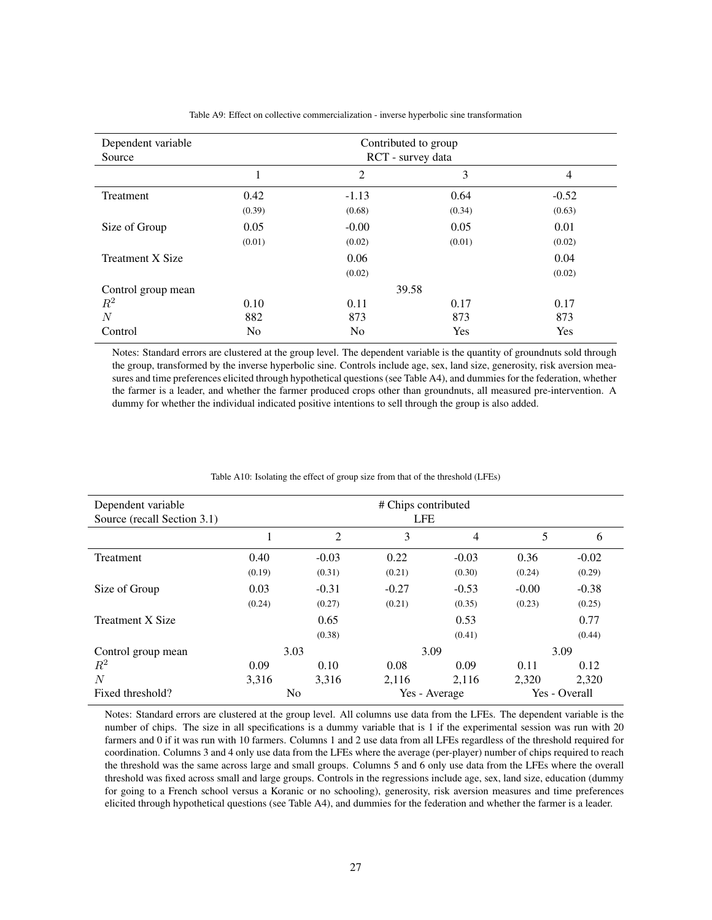Table A9: Effect on collective commercialization - inverse hyperbolic sine transformation

| Dependent variable | Contributed to group | | | |
|---|---|---|---|---|
| Source | RCT - survey data | | | |
| | 1 | 2 | 3 | 4 |
| Treatment | 0.42 | -1.13 | 0.64 | -0.52 |
| | (0.39) | (0.68) | (0.34) | (0.63) |
| Size of Group | 0.05 | -0.00 | 0.05 | 0.01 |
| | (0.01) | (0.02) | (0.01) | (0.02) |
| Treatment X Size | | 0.06 | | 0.04 |
| | | (0.02) | | (0.02) |
| Control group mean | 39.58 | | | |
| $R^2$ | 0.10 | 0.11 | 0.17 | 0.17 |
| $N$ | 882 | 873 | 873 | 873 |
| Control | No | No | Yes | Yes |

Notes: Standard errors are clustered at the group level. The dependent variable is the quantity of groundnuts sold through the group, transformed by the inverse hyperbolic sine. Controls include age, sex, land size, generosity, risk aversion measures and time preferences elicited through hypothetical questions (see Table A4), and dummies for the federation, whether the farmer is a leader, and whether the farmer produced crops other than groundnuts, all measured pre-intervention. A dummy for whether the individual indicated positive intentions to sell through the group is also added.

Table A10: Isolating the effect of group size from that of the threshold (LFEs)

| Dependent variable | # Chips contributed | | | | | |
|---|---|---|---|---|---|---|
| Source (recall Section 3.1) | LFE | | | | | |
| | 1 | 2 | 3 | 4 | 5 | 6 |
| Treatment | 0.40 | -0.03 | 0.22 | -0.03 | 0.36 | -0.02 |
| | (0.19) | (0.31) | (0.21) | (0.30) | (0.24) | (0.29) |
| Size of Group | 0.03 | -0.31 | -0.27 | -0.53 | -0.00 | -0.38 |
| | (0.24) | (0.27) | (0.21) | (0.35) | (0.23) | (0.25) |
| Treatment X Size | | 0.65 | | 0.53 | | 0.77 |
| | | (0.38) | | (0.41) | | (0.44) |
| Control group mean | 3.03 | | 3.09 | | 3.09 | |
| $R^2$ | 0.09 | 0.10 | 0.08 | 0.09 | 0.11 | 0.12 |
| $N$ | 3,316 | 3,316 | 2,116 | 2,116 | 2,320 | 2,320 |
| Fixed threshold? | No | | Yes - Average | | Yes - Overall | |

Notes: Standard errors are clustered at the group level. All columns use data from the LFEs. The dependent variable is the number of chips. The size in all specifications is a dummy variable that is 1 if the experimental session was run with 20 farmers and 0 if it was run with 10 farmers. Columns 1 and 2 use data from all LFEs regardless of the threshold required for coordination. Columns 3 and 4 only use data from the LFEs where the average (per-player) number of chips required to reach the threshold was the same across large and small groups. Columns 5 and 6 only use data from the LFEs where the overall threshold was fixed across small and large groups. Controls in the regressions include age, sex, land size, education (dummy for going to a French school versus a Koranic or no schooling), generosity, risk aversion measures and time preferences elicited through hypothetical questions (see Table A4), and dummies for the federation and whether the farmer is a leader.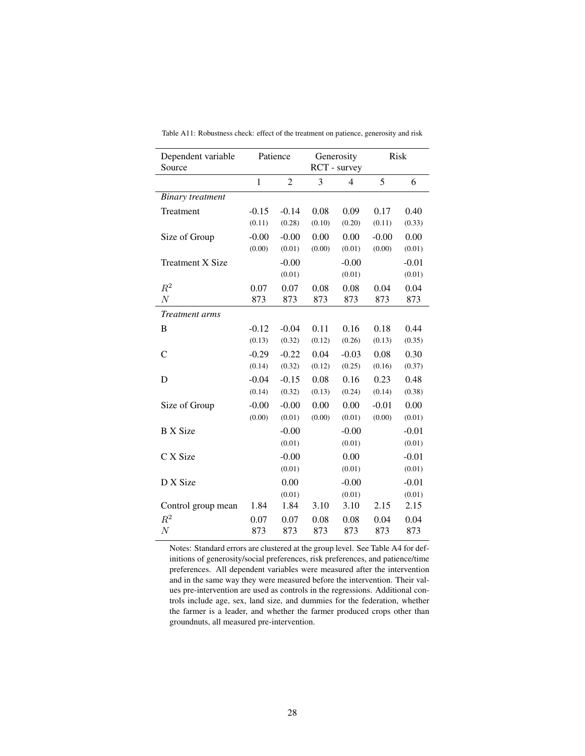Table A11: Robustness check: effect of the treatment on patience, generosity and risk

| Dependent variable | Patience | | Generosity | | Risk | |
|---|---|---|---|---|---|---|
| Source | | | RCT - survey | | | |
| | 1 | 2 | 3 | 4 | 5 | 6 |
| *Binary treatment* | | | | | | |
| Treatment | -0.15 | -0.14 | 0.08 | 0.09 | 0.17 | 0.40 |
| | (0.11) | (0.28) | (0.10) | (0.20) | (0.11) | (0.33) |
| Size of Group | -0.00 | -0.00 | 0.00 | 0.00 | -0.00 | 0.00 |
| | (0.00) | (0.01) | (0.00) | (0.01) | (0.00) | (0.01) |
| Treatment X Size | | -0.00 | | -0.00 | | -0.01 |
| | | (0.01) | | (0.01) | | (0.01) |
| $R^2$ | 0.07 | 0.07 | 0.08 | 0.08 | 0.04 | 0.04 |
| $N$ | 873 | 873 | 873 | 873 | 873 | 873 |
| *Treatment arms* | | | | | | |
| B | -0.12 | -0.04 | 0.11 | 0.16 | 0.18 | 0.44 |
| | (0.13) | (0.32) | (0.12) | (0.26) | (0.13) | (0.35) |
| C | -0.29 | -0.22 | 0.04 | -0.03 | 0.08 | 0.30 |
| | (0.14) | (0.32) | (0.12) | (0.25) | (0.16) | (0.37) |
| D | -0.04 | -0.15 | 0.08 | 0.16 | 0.23 | 0.48 |
| | (0.14) | (0.32) | (0.13) | (0.24) | (0.14) | (0.38) |
| Size of Group | -0.00 | -0.00 | 0.00 | 0.00 | -0.01 | 0.00 |
| | (0.00) | (0.01) | (0.00) | (0.01) | (0.00) | (0.01) |
| B X Size | | -0.00 | | -0.00 | | -0.01 |
| | | (0.01) | | (0.01) | | (0.01) |
| C X Size | | -0.00 | | 0.00 | | -0.01 |
| | | (0.01) | | (0.01) | | (0.01) |
| D X Size | | 0.00 | | -0.00 | | -0.01 |
| | | (0.01) | | (0.01) | | (0.01) |
| Control group mean | 1.84 | 1.84 | 3.10 | 3.10 | 2.15 | 2.15 |
| $R^2$ | 0.07 | 0.07 | 0.08 | 0.08 | 0.04 | 0.04 |
| $N$ | 873 | 873 | 873 | 873 | 873 | 873 |

Notes: Standard errors are clustered at the group level. See Table A4 for definitions of generosity/social preferences, risk preferences, and patience/time preferences. All dependent variables were measured after the intervention and in the same way they were measured before the intervention. Their values pre-intervention are used as controls in the regressions. Additional controls include age, sex, land size, and dummies for the federation, whether the farmer is a leader, and whether the farmer produced crops other than groundnuts, all measured pre-intervention.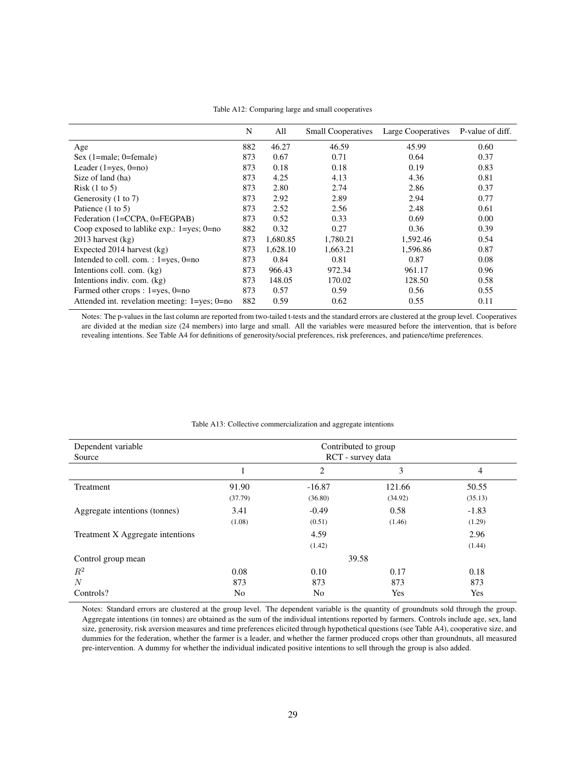Table A12: Comparing large and small cooperatives

| | N | All | Small Cooperatives | Large Cooperatives | P-value of diff. |
|---|---|---|---|---|---|
| Age | 882 | 46.27 | 46.59 | 45.99 | 0.60 |
| Sex (1=male; 0=female) | 873 | 0.67 | 0.71 | 0.64 | 0.37 |
| Leader (1=yes, 0=no) | 873 | 0.18 | 0.18 | 0.19 | 0.83 |
| Size of land (ha) | 873 | 4.25 | 4.13 | 4.36 | 0.81 |
| Risk (1 to 5) | 873 | 2.80 | 2.74 | 2.86 | 0.37 |
| Generosity (1 to 7) | 873 | 2.92 | 2.89 | 2.94 | 0.77 |
| Patience (1 to 5) | 873 | 2.52 | 2.56 | 2.48 | 0.61 |
| Federation (1=CCPA, 0=FEGPAB) | 873 | 0.52 | 0.33 | 0.69 | 0.00 |
| Coop exposed to lablike exp.: 1=yes; 0=no | 882 | 0.32 | 0.27 | 0.36 | 0.39 |
| 2013 harvest (kg) | 873 | 1,680.85 | 1,780.21 | 1,592.46 | 0.54 |
| Expected 2014 harvest (kg) | 873 | 1,628.10 | 1,663.21 | 1,596.86 | 0.87 |
| Intended to coll. com. : 1=yes, 0=no | 873 | 0.84 | 0.81 | 0.87 | 0.08 |
| Intentions coll. com. (kg) | 873 | 966.43 | 972.34 | 961.17 | 0.96 |
| Intentions indiv. com. (kg) | 873 | 148.05 | 170.02 | 128.50 | 0.58 |
| Farmed other crops : 1=yes, 0=no | 873 | 0.57 | 0.59 | 0.56 | 0.55 |
| Attended int. revelation meeting: 1=yes; 0=no | 882 | 0.59 | 0.62 | 0.55 | 0.11 |

Notes: The p-values in the last column are reported from two-tailed t-tests and the standard errors are clustered at the group level. Cooperatives are divided at the median size (24 members) into large and small. All the variables were measured before the intervention, that is before revealing intentions. See Table A4 for definitions of generosity/social preferences, risk preferences, and patience/time preferences.

Table A13: Collective commercialization and aggregate intentions

| Dependent variable<br>Source | Contributed to group<br>RCT - survey data | | | |
|---|---|---|---|---|
| | 1 | 2 | 3 | 4 |
| Treatment | 91.90 | -16.87 | 121.66 | 50.55 |
| | (37.79) | (36.80) | (34.92) | (35.13) |
| Aggregate intentions (tonnes) | 3.41 | -0.49 | 0.58 | -1.83 |
| | (1.08) | (0.51) | (1.46) | (1.29) |
| Treatment X Aggregate intentions | | 4.59 | | 2.96 |
| | | (1.42) | | (1.44) |
| Control group mean | 39.58 | | | |
| $R^2$ | 0.08 | 0.10 | 0.17 | 0.18 |
| $N$ | 873 | 873 | 873 | 873 |
| Controls? | No | No | Yes | Yes |

Notes: Standard errors are clustered at the group level. The dependent variable is the quantity of groundnuts sold through the group. Aggregate intentions (in tonnes) are obtained as the sum of the individual intentions reported by farmers. Controls include age, sex, land size, generosity, risk aversion measures and time preferences elicited through hypothetical questions (see Table A4), cooperative size, and dummies for the federation, whether the farmer is a leader, and whether the farmer produced crops other than groundnuts, all measured pre-intervention. A dummy for whether the individual indicated positive intentions to sell through the group is also added.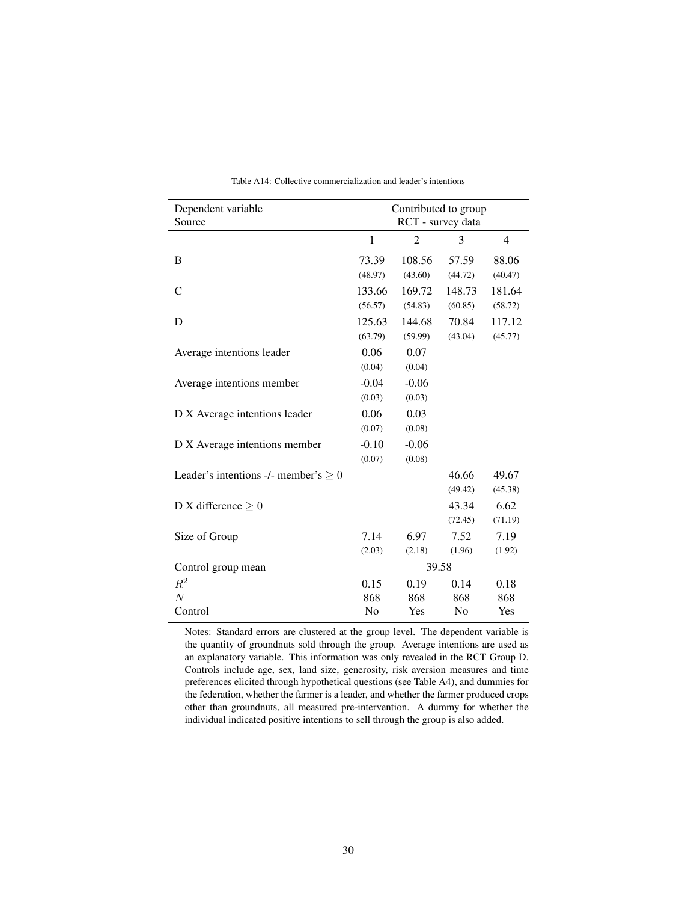Table A14: Collective commercialization and leader's intentions

| Dependent variable<br>Source | Contributed to group<br>RCT - survey data | | | |
|---|---|---|---|---|
| | 1 | 2 | 3 | 4 |
| B | 73.39 | 108.56 | 57.59 | 88.06 |
| | (48.97) | (43.60) | (44.72) | (40.47) |
| C | 133.66 | 169.72 | 148.73 | 181.64 |
| | (56.57) | (54.83) | (60.85) | (58.72) |
| D | 125.63 | 144.68 | 70.84 | 117.12 |
| | (63.79) | (59.99) | (43.04) | (45.77) |
| Average intentions leader | 0.06 | 0.07 | | |
| | (0.04) | (0.04) | | |
| Average intentions member | -0.04 | -0.06 | | |
| | (0.03) | (0.03) | | |
| D X Average intentions leader | 0.06 | 0.03 | | |
| | (0.07) | (0.08) | | |
| D X Average intentions member | -0.10 | -0.06 | | |
| | (0.07) | (0.08) | | |
| Leader's intentions -/- member's $\geq 0$ | | | 46.66 | 49.67 |
| | | | (49.42) | (45.38) |
| D X difference $\geq 0$ | | | 43.34 | 6.62 |
| | | | (72.45) | (71.19) |
| Size of Group | 7.14 | 6.97 | 7.52 | 7.19 |
| | (2.03) | (2.18) | (1.96) | (1.92) |
| Control group mean | 39.58 | | | |
| $R^2$ | 0.15 | 0.19 | 0.14 | 0.18 |
| $N$ | 868 | 868 | 868 | 868 |
| Control | No | Yes | No | Yes |

Notes: Standard errors are clustered at the group level. The dependent variable is the quantity of groundnuts sold through the group. Average intentions are used as an explanatory variable. This information was only revealed in the RCT Group D. Controls include age, sex, land size, generosity, risk aversion measures and time preferences elicited through hypothetical questions (see Table A4), and dummies for the federation, whether the farmer is a leader, and whether the farmer produced crops other than groundnuts, all measured pre-intervention. A dummy for whether the individual indicated positive intentions to sell through the group is also added.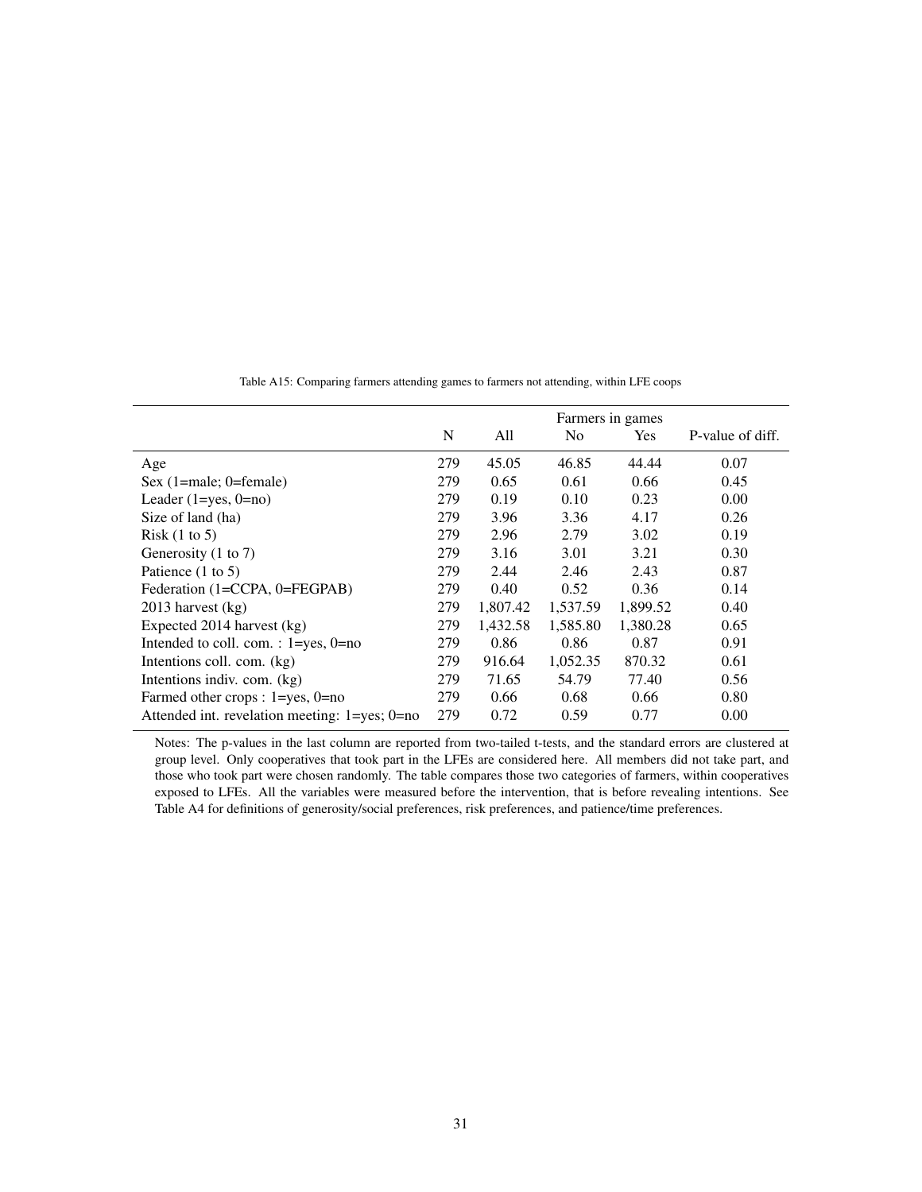Table A15: Comparing farmers attending games to farmers not attending, within LFE coops

| | N | All | Farmers in games | | P-value of diff. |
|---|---|---|---|---|---|
| | | | No | Yes | |
| Age | 279 | 45.05 | 46.85 | 44.44 | 0.07 |
| Sex (1=male; 0=female) | 279 | 0.65 | 0.61 | 0.66 | 0.45 |
| Leader (1=yes, 0=no) | 279 | 0.19 | 0.10 | 0.23 | 0.00 |
| Size of land (ha) | 279 | 3.96 | 3.36 | 4.17 | 0.26 |
| Risk (1 to 5) | 279 | 2.96 | 2.79 | 3.02 | 0.19 |
| Generosity (1 to 7) | 279 | 3.16 | 3.01 | 3.21 | 0.30 |
| Patience (1 to 5) | 279 | 2.44 | 2.46 | 2.43 | 0.87 |
| Federation (1=CCPA, 0=FEGPAB) | 279 | 0.40 | 0.52 | 0.36 | 0.14 |
| 2013 harvest (kg) | 279 | 1,807.42 | 1,537.59 | 1,899.52 | 0.40 |
| Expected 2014 harvest (kg) | 279 | 1,432.58 | 1,585.80 | 1,380.28 | 0.65 |
| Intended to coll. com. : 1=yes, 0=no | 279 | 0.86 | 0.86 | 0.87 | 0.91 |
| Intentions coll. com. (kg) | 279 | 916.64 | 1,052.35 | 870.32 | 0.61 |
| Intentions indiv. com. (kg) | 279 | 71.65 | 54.79 | 77.40 | 0.56 |
| Farmed other crops : 1=yes, 0=no | 279 | 0.66 | 0.68 | 0.66 | 0.80 |
| Attended int. revelation meeting: 1=yes; 0=no | 279 | 0.72 | 0.59 | 0.77 | 0.00 |

Notes: The p-values in the last column are reported from two-tailed t-tests, and the standard errors are clustered at group level. Only cooperatives that took part in the LFEs are considered here. All members did not take part, and those who took part were chosen randomly. The table compares those two categories of farmers, within cooperatives exposed to LFEs. All the variables were measured before the intervention, that is before revealing intentions. See Table A4 for definitions of generosity/social preferences, risk preferences, and patience/time preferences.